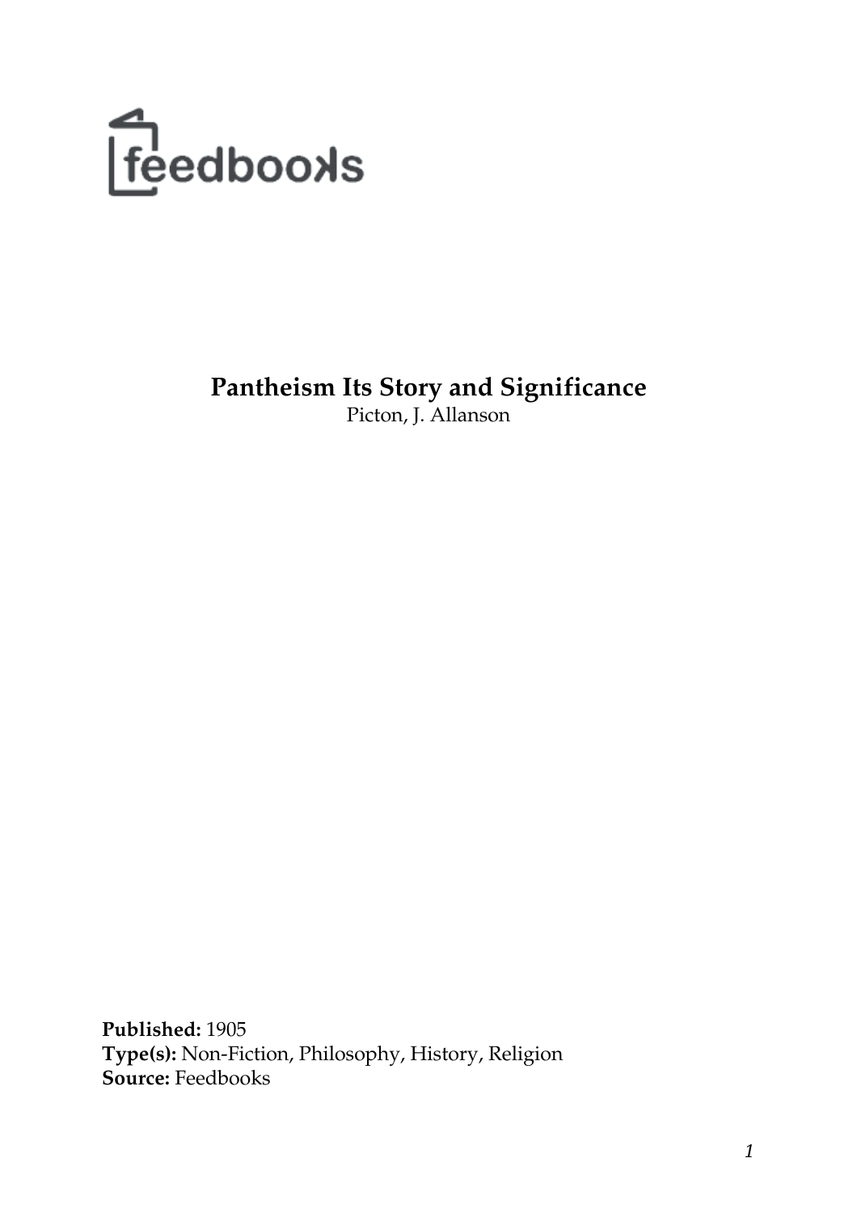# Pantheism Its Story and Significance

Picton, J. Allanson

**Published:** 1905
**Type(s):** Non-Fiction, Philosophy, History, Religion
**Source:** Feedbooks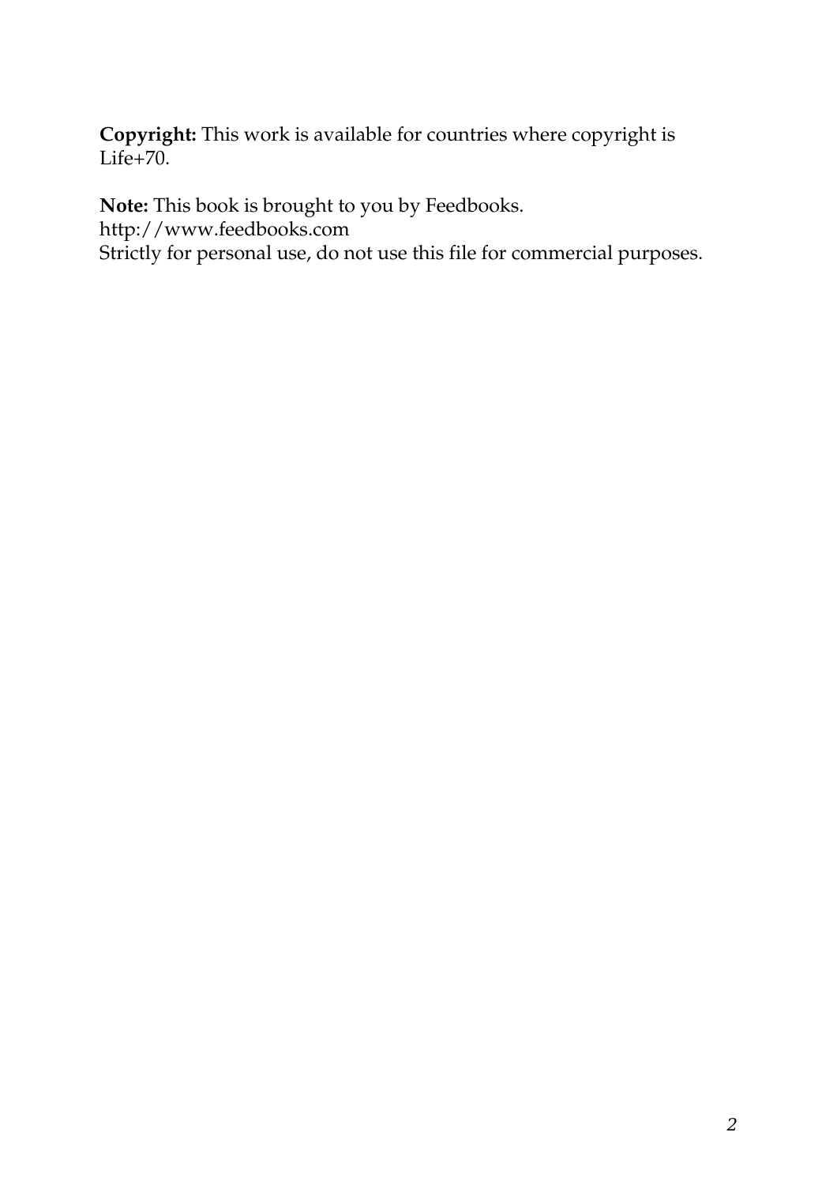**Copyright:** This work is available for countries where copyright is Life+70.

**Note:** This book is brought to you by Feedbooks.
http://www.feedbooks.com
Strictly for personal use, do not use this file for commercial purposes.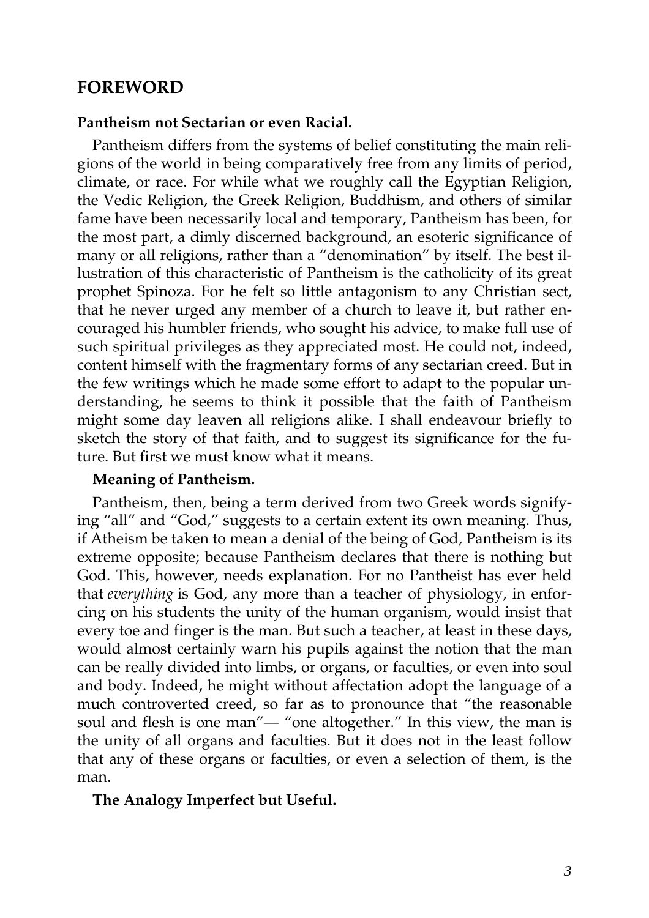## FOREWORD

**Pantheism not Sectarian or even Racial.**

Pantheism differs from the systems of belief constituting the main religions of the world in being comparatively free from any limits of period, climate, or race. For while what we roughly call the Egyptian Religion, the Vedic Religion, the Greek Religion, Buddhism, and others of similar fame have been necessarily local and temporary, Pantheism has been, for the most part, a dimly discerned background, an esoteric significance of many or all religions, rather than a "denomination" by itself. The best illustration of this characteristic of Pantheism is the catholicity of its great prophet Spinoza. For he felt so little antagonism to any Christian sect, that he never urged any member of a church to leave it, but rather encouraged his humbler friends, who sought his advice, to make full use of such spiritual privileges as they appreciated most. He could not, indeed, content himself with the fragmentary forms of any sectarian creed. But in the few writings which he made some effort to adapt to the popular understanding, he seems to think it possible that the faith of Pantheism might some day leaven all religions alike. I shall endeavour briefly to sketch the story of that faith, and to suggest its significance for the future. But first we must know what it means.

**Meaning of Pantheism.**

Pantheism, then, being a term derived from two Greek words signifying "all" and "God," suggests to a certain extent its own meaning. Thus, if Atheism be taken to mean a denial of the being of God, Pantheism is its extreme opposite; because Pantheism declares that there is nothing but God. This, however, needs explanation. For no Pantheist has ever held that *everything* is God, any more than a teacher of physiology, in enforcing on his students the unity of the human organism, would insist that every toe and finger is the man. But such a teacher, at least in these days, would almost certainly warn his pupils against the notion that the man can be really divided into limbs, or organs, or faculties, or even into soul and body. Indeed, he might without affectation adopt the language of a much controverted creed, so far as to pronounce that "the reasonable soul and flesh is one man"— "one altogether." In this view, the man is the unity of all organs and faculties. But it does not in the least follow that any of these organs or faculties, or even a selection of them, is the man.

**The Analogy Imperfect but Useful.**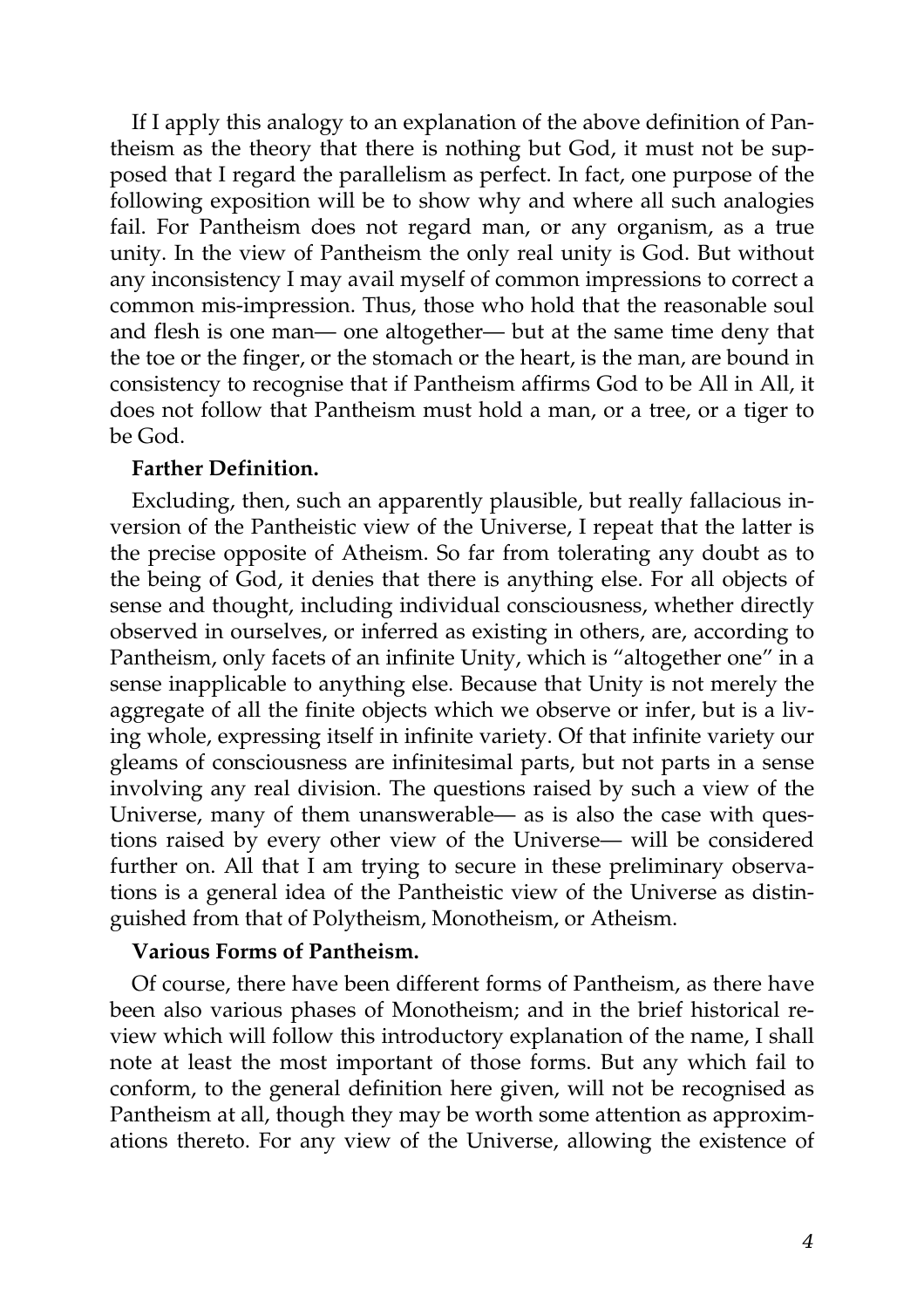If I apply this analogy to an explanation of the above definition of Pantheism as the theory that there is nothing but God, it must not be supposed that I regard the parallelism as perfect. In fact, one purpose of the following exposition will be to show why and where all such analogies fail. For Pantheism does not regard man, or any organism, as a true unity. In the view of Pantheism the only real unity is God. But without any inconsistency I may avail myself of common impressions to correct a common mis-impression. Thus, those who hold that the reasonable soul and flesh is one man— one altogether— but at the same time deny that the toe or the finger, or the stomach or the heart, is the man, are bound in consistency to recognise that if Pantheism affirms God to be All in All, it does not follow that Pantheism must hold a man, or a tree, or a tiger to be God.

**Farther Definition.**

Excluding, then, such an apparently plausible, but really fallacious inversion of the Pantheistic view of the Universe, I repeat that the latter is the precise opposite of Atheism. So far from tolerating any doubt as to the being of God, it denies that there is anything else. For all objects of sense and thought, including individual consciousness, whether directly observed in ourselves, or inferred as existing in others, are, according to Pantheism, only facets of an infinite Unity, which is "altogether one" in a sense inapplicable to anything else. Because that Unity is not merely the aggregate of all the finite objects which we observe or infer, but is a living whole, expressing itself in infinite variety. Of that infinite variety our gleams of consciousness are infinitesimal parts, but not parts in a sense involving any real division. The questions raised by such a view of the Universe, many of them unanswerable— as is also the case with questions raised by every other view of the Universe— will be considered further on. All that I am trying to secure in these preliminary observations is a general idea of the Pantheistic view of the Universe as distinguished from that of Polytheism, Monotheism, or Atheism.

**Various Forms of Pantheism.**

Of course, there have been different forms of Pantheism, as there have been also various phases of Monotheism; and in the brief historical review which will follow this introductory explanation of the name, I shall note at least the most important of those forms. But any which fail to conform, to the general definition here given, will not be recognised as Pantheism at all, though they may be worth some attention as approximations thereto. For any view of the Universe, allowing the existence of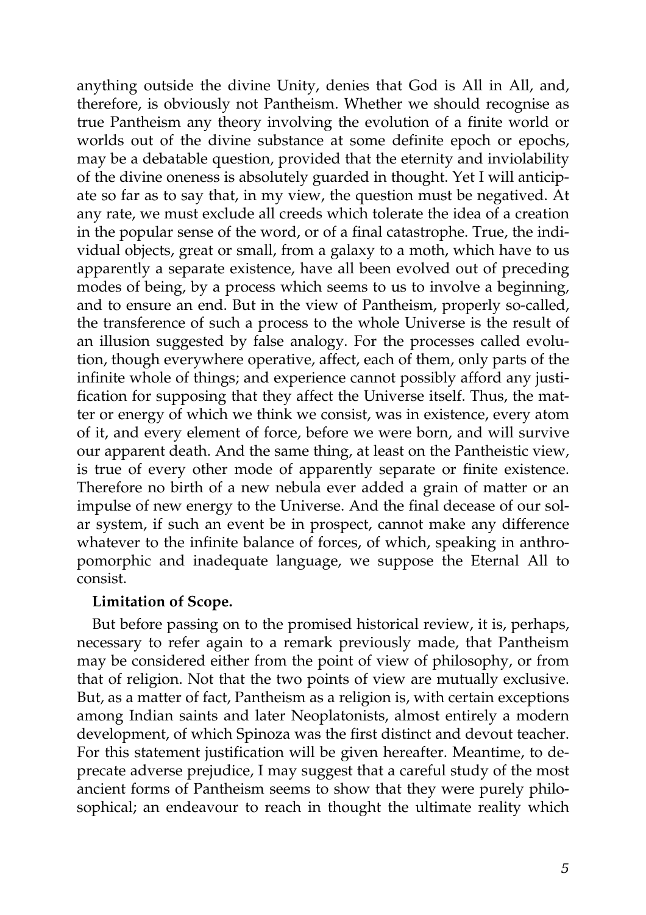anything outside the divine Unity, denies that God is All in All, and, therefore, is obviously not Pantheism. Whether we should recognise as true Pantheism any theory involving the evolution of a finite world or worlds out of the divine substance at some definite epoch or epochs, may be a debatable question, provided that the eternity and inviolability of the divine oneness is absolutely guarded in thought. Yet I will anticipate so far as to say that, in my view, the question must be negatived. At any rate, we must exclude all creeds which tolerate the idea of a creation in the popular sense of the word, or of a final catastrophe. True, the individual objects, great or small, from a galaxy to a moth, which have to us apparently a separate existence, have all been evolved out of preceding modes of being, by a process which seems to us to involve a beginning, and to ensure an end. But in the view of Pantheism, properly so-called, the transference of such a process to the whole Universe is the result of an illusion suggested by false analogy. For the processes called evolution, though everywhere operative, affect, each of them, only parts of the infinite whole of things; and experience cannot possibly afford any justification for supposing that they affect the Universe itself. Thus, the matter or energy of which we think we consist, was in existence, every atom of it, and every element of force, before we were born, and will survive our apparent death. And the same thing, at least on the Pantheistic view, is true of every other mode of apparently separate or finite existence. Therefore no birth of a new nebula ever added a grain of matter or an impulse of new energy to the Universe. And the final decease of our solar system, if such an event be in prospect, cannot make any difference whatever to the infinite balance of forces, of which, speaking in anthropomorphic and inadequate language, we suppose the Eternal All to consist.

**Limitation of Scope.**

But before passing on to the promised historical review, it is, perhaps, necessary to refer again to a remark previously made, that Pantheism may be considered either from the point of view of philosophy, or from that of religion. Not that the two points of view are mutually exclusive. But, as a matter of fact, Pantheism as a religion is, with certain exceptions among Indian saints and later Neoplatonists, almost entirely a modern development, of which Spinoza was the first distinct and devout teacher. For this statement justification will be given hereafter. Meantime, to deprecate adverse prejudice, I may suggest that a careful study of the most ancient forms of Pantheism seems to show that they were purely philosophical; an endeavour to reach in thought the ultimate reality which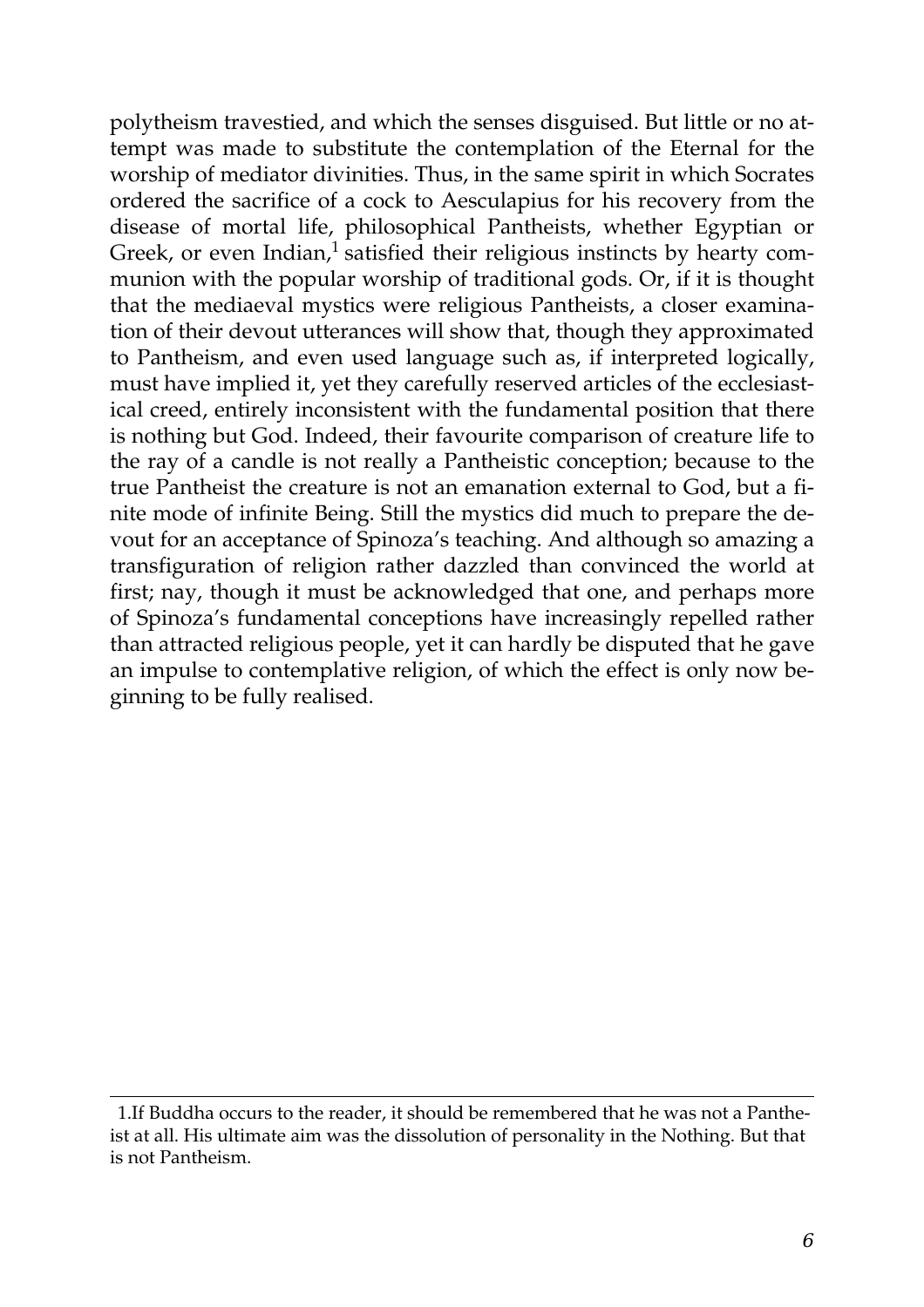polytheism travestied, and which the senses disguised. But little or no attempt was made to substitute the contemplation of the Eternal for the worship of mediator divinities. Thus, in the same spirit in which Socrates ordered the sacrifice of a cock to Aesculapius for his recovery from the disease of mortal life, philosophical Pantheists, whether Egyptian or Greek, or even Indian,[1] satisfied their religious instincts by hearty communion with the popular worship of traditional gods. Or, if it is thought that the mediaeval mystics were religious Pantheists, a closer examination of their devout utterances will show that, though they approximated to Pantheism, and even used language such as, if interpreted logically, must have implied it, yet they carefully reserved articles of the ecclesiastical creed, entirely inconsistent with the fundamental position that there is nothing but God. Indeed, their favourite comparison of creature life to the ray of a candle is not really a Pantheistic conception; because to the true Pantheist the creature is not an emanation external to God, but a finite mode of infinite Being. Still the mystics did much to prepare the devout for an acceptance of Spinoza's teaching. And although so amazing a transfiguration of religion rather dazzled than convinced the world at first; nay, though it must be acknowledged that one, and perhaps more of Spinoza's fundamental conceptions have increasingly repelled rather than attracted religious people, yet it can hardly be disputed that he gave an impulse to contemplative religion, of which the effect is only now beginning to be fully realised.

---

1. If Buddha occurs to the reader, it should be remembered that he was not a Pantheist at all. His ultimate aim was the dissolution of personality in the Nothing. But that is not Pantheism.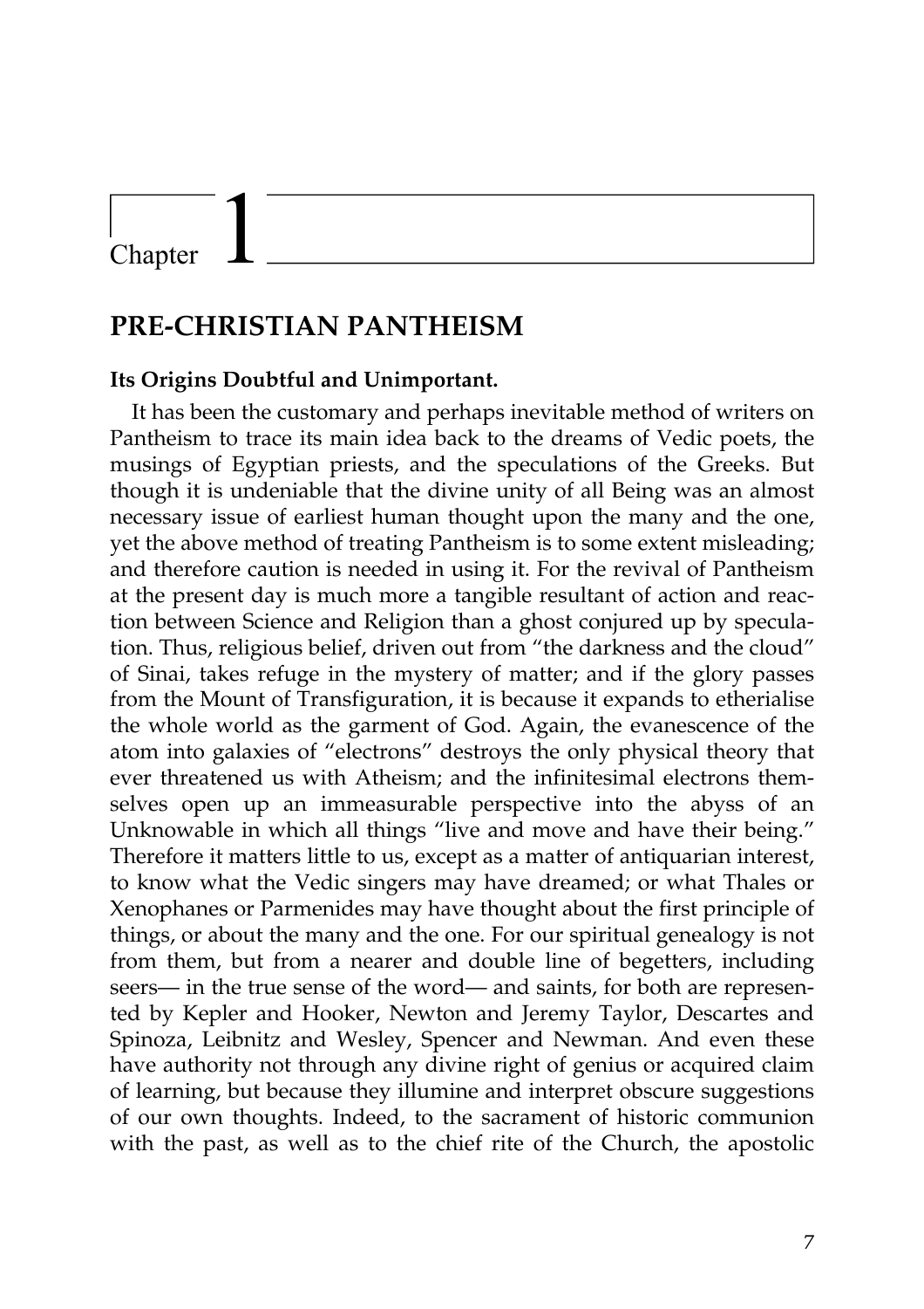# Chapter 1

## PRE-CHRISTIAN PANTHEISM

**Its Origins Doubtful and Unimportant.**

It has been the customary and perhaps inevitable method of writers on Pantheism to trace its main idea back to the dreams of Vedic poets, the musings of Egyptian priests, and the speculations of the Greeks. But though it is undeniable that the divine unity of all Being was an almost necessary issue of earliest human thought upon the many and the one, yet the above method of treating Pantheism is to some extent misleading; and therefore caution is needed in using it. For the revival of Pantheism at the present day is much more a tangible resultant of action and reaction between Science and Religion than a ghost conjured up by speculation. Thus, religious belief, driven out from "the darkness and the cloud" of Sinai, takes refuge in the mystery of matter; and if the glory passes from the Mount of Transfiguration, it is because it expands to etherialise the whole world as the garment of God. Again, the evanescence of the atom into galaxies of "electrons" destroys the only physical theory that ever threatened us with Atheism; and the infinitesimal electrons themselves open up an immeasurable perspective into the abyss of an Unknowable in which all things "live and move and have their being." Therefore it matters little to us, except as a matter of antiquarian interest, to know what the Vedic singers may have dreamed; or what Thales or Xenophanes or Parmenides may have thought about the first principle of things, or about the many and the one. For our spiritual genealogy is not from them, but from a nearer and double line of begetters, including seers— in the true sense of the word— and saints, for both are represented by Kepler and Hooker, Newton and Jeremy Taylor, Descartes and Spinoza, Leibnitz and Wesley, Spencer and Newman. And even these have authority not through any divine right of genius or acquired claim of learning, but because they illumine and interpret obscure suggestions of our own thoughts. Indeed, to the sacrament of historic communion with the past, as well as to the chief rite of the Church, the apostolic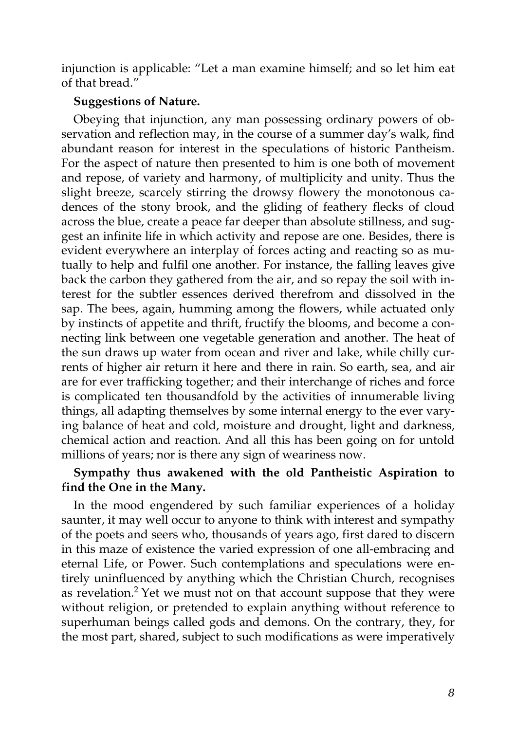injunction is applicable: "Let a man examine himself; and so let him eat of that bread."

**Suggestions of Nature.**

Obeying that injunction, any man possessing ordinary powers of observation and reflection may, in the course of a summer day's walk, find abundant reason for interest in the speculations of historic Pantheism. For the aspect of nature then presented to him is one both of movement and repose, of variety and harmony, of multiplicity and unity. Thus the slight breeze, scarcely stirring the drowsy flowery the monotonous cadences of the stony brook, and the gliding of feathery flecks of cloud across the blue, create a peace far deeper than absolute stillness, and suggest an infinite life in which activity and repose are one. Besides, there is evident everywhere an interplay of forces acting and reacting so as mutually to help and fulfil one another. For instance, the falling leaves give back the carbon they gathered from the air, and so repay the soil with interest for the subtler essences derived therefrom and dissolved in the sap. The bees, again, humming among the flowers, while actuated only by instincts of appetite and thrift, fructify the blooms, and become a connecting link between one vegetable generation and another. The heat of the sun draws up water from ocean and river and lake, while chilly currents of higher air return it here and there in rain. So earth, sea, and air are for ever trafficking together; and their interchange of riches and force is complicated ten thousandfold by the activities of innumerable living things, all adapting themselves by some internal energy to the ever varying balance of heat and cold, moisture and drought, light and darkness, chemical action and reaction. And all this has been going on for untold millions of years; nor is there any sign of weariness now.

**Sympathy thus awakened with the old Pantheistic Aspiration to find the One in the Many.**

In the mood engendered by such familiar experiences of a holiday saunter, it may well occur to anyone to think with interest and sympathy of the poets and seers who, thousands of years ago, first dared to discern in this maze of existence the varied expression of one all-embracing and eternal Life, or Power. Such contemplations and speculations were entirely uninfluenced by anything which the Christian Church, recognises as revelation.[2] Yet we must not on that account suppose that they were without religion, or pretended to explain anything without reference to superhuman beings called gods and demons. On the contrary, they, for the most part, shared, subject to such modifications as were imperatively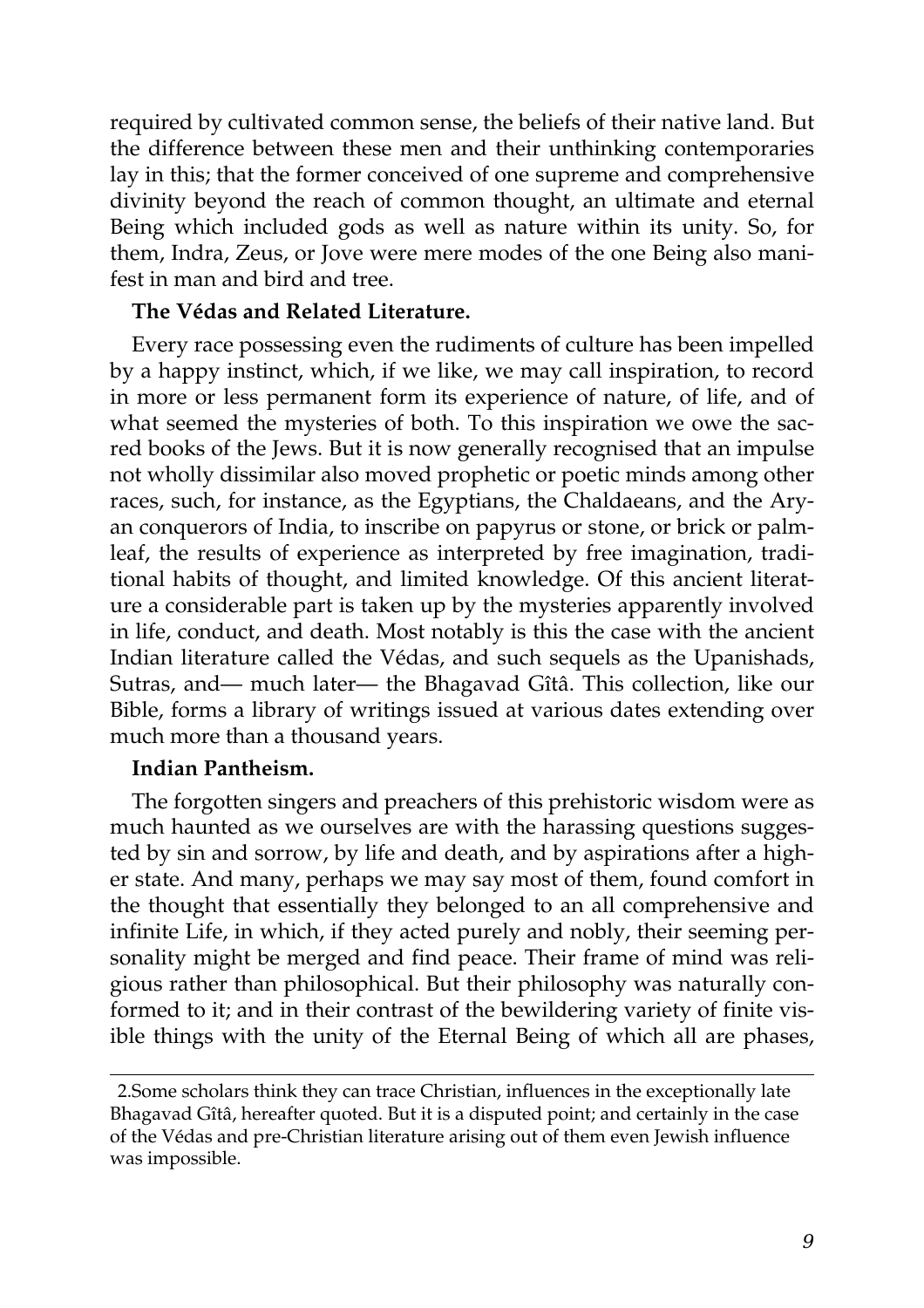required by cultivated common sense, the beliefs of their native land. But the difference between these men and their unthinking contemporaries lay in this; that the former conceived of one supreme and comprehensive divinity beyond the reach of common thought, an ultimate and eternal Being which included gods as well as nature within its unity. So, for them, Indra, Zeus, or Jove were mere modes of the one Being also manifest in man and bird and tree.

**The Védas and Related Literature.**

Every race possessing even the rudiments of culture has been impelled by a happy instinct, which, if we like, we may call inspiration, to record in more or less permanent form its experience of nature, of life, and of what seemed the mysteries of both. To this inspiration we owe the sacred books of the Jews. But it is now generally recognised that an impulse not wholly dissimilar also moved prophetic or poetic minds among other races, such, for instance, as the Egyptians, the Chaldaeans, and the Aryan conquerors of India, to inscribe on papyrus or stone, or brick or palm-leaf, the results of experience as interpreted by free imagination, traditional habits of thought, and limited knowledge. Of this ancient literature a considerable part is taken up by the mysteries apparently involved in life, conduct, and death. Most notably is this the case with the ancient Indian literature called the Védas, and such sequels as the Upanishads, Sutras, and— much later— the Bhagavad Gîtâ. This collection, like our Bible, forms a library of writings issued at various dates extending over much more than a thousand years.

**Indian Pantheism.**

The forgotten singers and preachers of this prehistoric wisdom were as much haunted as we ourselves are with the harassing questions suggested by sin and sorrow, by life and death, and by aspirations after a higher state. And many, perhaps we may say most of them, found comfort in the thought that essentially they belonged to an all comprehensive and infinite Life, in which, if they acted purely and nobly, their seeming personality might be merged and find peace. Their frame of mind was religious rather than philosophical. But their philosophy was naturally conformed to it; and in their contrast of the bewildering variety of finite visible things with the unity of the Eternal Being of which all are phases,

---

2.Some scholars think they can trace Christian, influences in the exceptionally late Bhagavad Gîtâ, hereafter quoted. But it is a disputed point; and certainly in the case of the Védas and pre-Christian literature arising out of them even Jewish influence was impossible.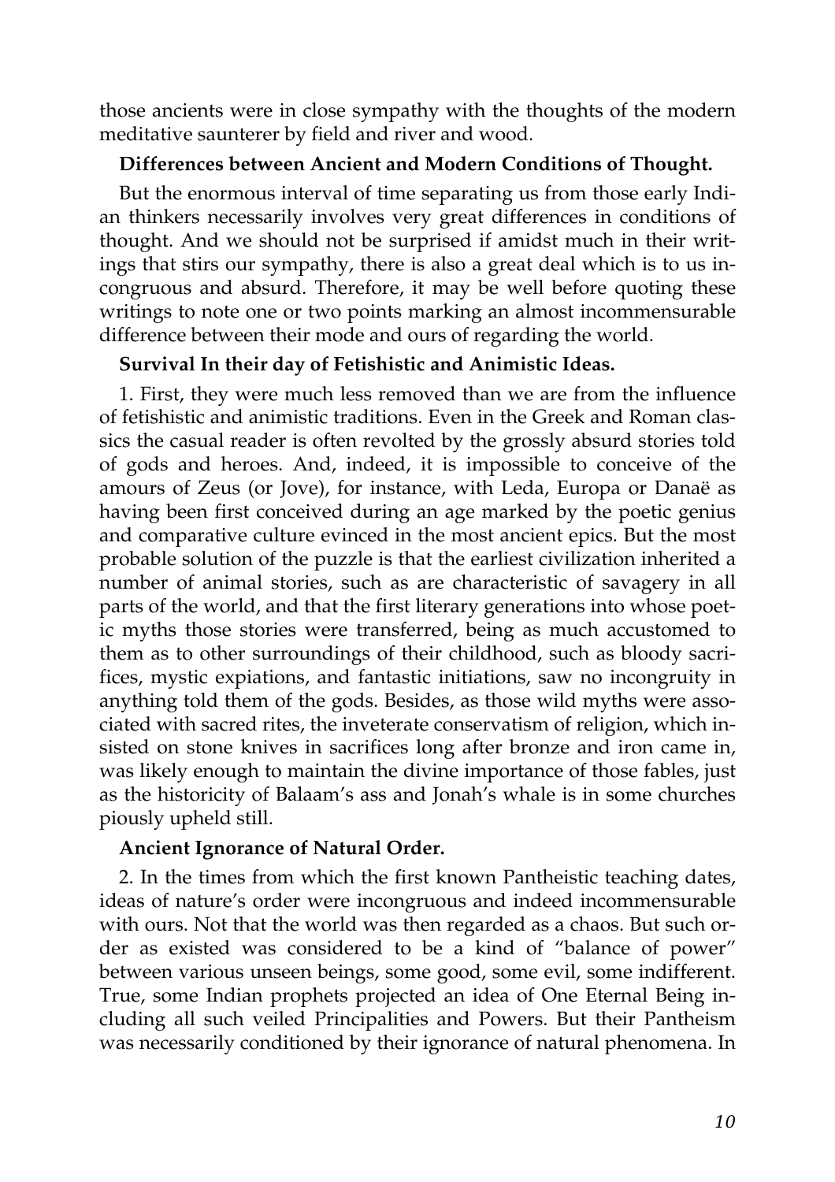those ancients were in close sympathy with the thoughts of the modern meditative saunterer by field and river and wood.

### Differences between Ancient and Modern Conditions of Thought.

But the enormous interval of time separating us from those early Indian thinkers necessarily involves very great differences in conditions of thought. And we should not be surprised if amidst much in their writings that stirs our sympathy, there is also a great deal which is to us incongruous and absurd. Therefore, it may be well before quoting these writings to note one or two points marking an almost incommensurable difference between their mode and ours of regarding the world.

### Survival In their day of Fetishistic and Animistic Ideas.

1. First, they were much less removed than we are from the influence of fetishistic and animistic traditions. Even in the Greek and Roman classics the casual reader is often revolted by the grossly absurd stories told of gods and heroes. And, indeed, it is impossible to conceive of the amours of Zeus (or Jove), for instance, with Leda, Europa or Danaë as having been first conceived during an age marked by the poetic genius and comparative culture evinced in the most ancient epics. But the most probable solution of the puzzle is that the earliest civilization inherited a number of animal stories, such as are characteristic of savagery in all parts of the world, and that the first literary generations into whose poetic myths those stories were transferred, being as much accustomed to them as to other surroundings of their childhood, such as bloody sacrifices, mystic expiations, and fantastic initiations, saw no incongruity in anything told them of the gods. Besides, as those wild myths were associated with sacred rites, the inveterate conservatism of religion, which insisted on stone knives in sacrifices long after bronze and iron came in, was likely enough to maintain the divine importance of those fables, just as the historicity of Balaam's ass and Jonah's whale is in some churches piously upheld still.

### Ancient Ignorance of Natural Order.

2. In the times from which the first known Pantheistic teaching dates, ideas of nature's order were incongruous and indeed incommensurable with ours. Not that the world was then regarded as a chaos. But such order as existed was considered to be a kind of "balance of power" between various unseen beings, some good, some evil, some indifferent. True, some Indian prophets projected an idea of One Eternal Being including all such veiled Principalities and Powers. But their Pantheism was necessarily conditioned by their ignorance of natural phenomena. In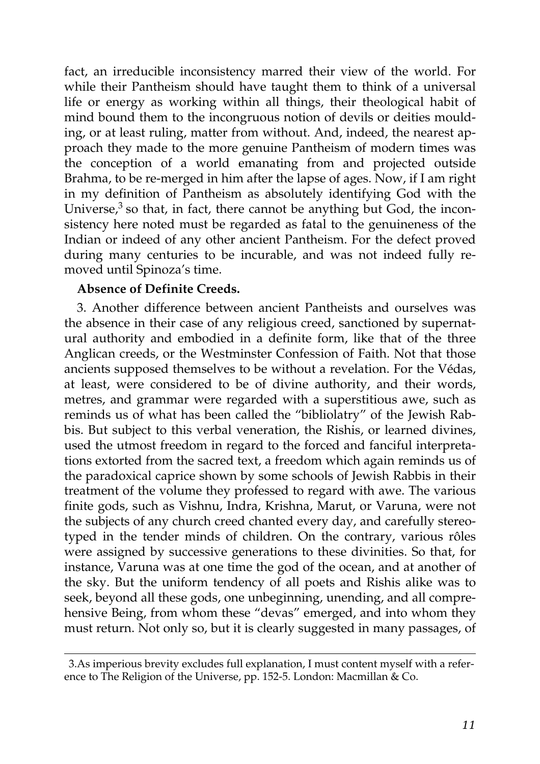fact, an irreducible inconsistency marred their view of the world. For while their Pantheism should have taught them to think of a universal life or energy as working within all things, their theological habit of mind bound them to the incongruous notion of devils or deities moulding, or at least ruling, matter from without. And, indeed, the nearest approach they made to the more genuine Pantheism of modern times was the conception of a world emanating from and projected outside Brahma, to be re-merged in him after the lapse of ages. Now, if I am right in my definition of Pantheism as absolutely identifying God with the Universe,[3] so that, in fact, there cannot be anything but God, the inconsistency here noted must be regarded as fatal to the genuineness of the Indian or indeed of any other ancient Pantheism. For the defect proved during many centuries to be incurable, and was not indeed fully removed until Spinoza's time.

**Absence of Definite Creeds.**

3. Another difference between ancient Pantheists and ourselves was the absence in their case of any religious creed, sanctioned by supernatural authority and embodied in a definite form, like that of the three Anglican creeds, or the Westminster Confession of Faith. Not that those ancients supposed themselves to be without a revelation. For the Védas, at least, were considered to be of divine authority, and their words, metres, and grammar were regarded with a superstitious awe, such as reminds us of what has been called the "bibliolatry" of the Jewish Rabbis. But subject to this verbal veneration, the Rishis, or learned divines, used the utmost freedom in regard to the forced and fanciful interpretations extorted from the sacred text, a freedom which again reminds us of the paradoxical caprice shown by some schools of Jewish Rabbis in their treatment of the volume they professed to regard with awe. The various finite gods, such as Vishnu, Indra, Krishna, Marut, or Varuna, were not the subjects of any church creed chanted every day, and carefully stereotyped in the tender minds of children. On the contrary, various rôles were assigned by successive generations to these divinities. So that, for instance, Varuna was at one time the god of the ocean, and at another of the sky. But the uniform tendency of all poets and Rishis alike was to seek, beyond all these gods, one unbeginning, unending, and all comprehensive Being, from whom these "devas" emerged, and into whom they must return. Not only so, but it is clearly suggested in many passages, of

---

3. As imperious brevity excludes full explanation, I must content myself with a reference to The Religion of the Universe, pp. 152-5. London: Macmillan & Co.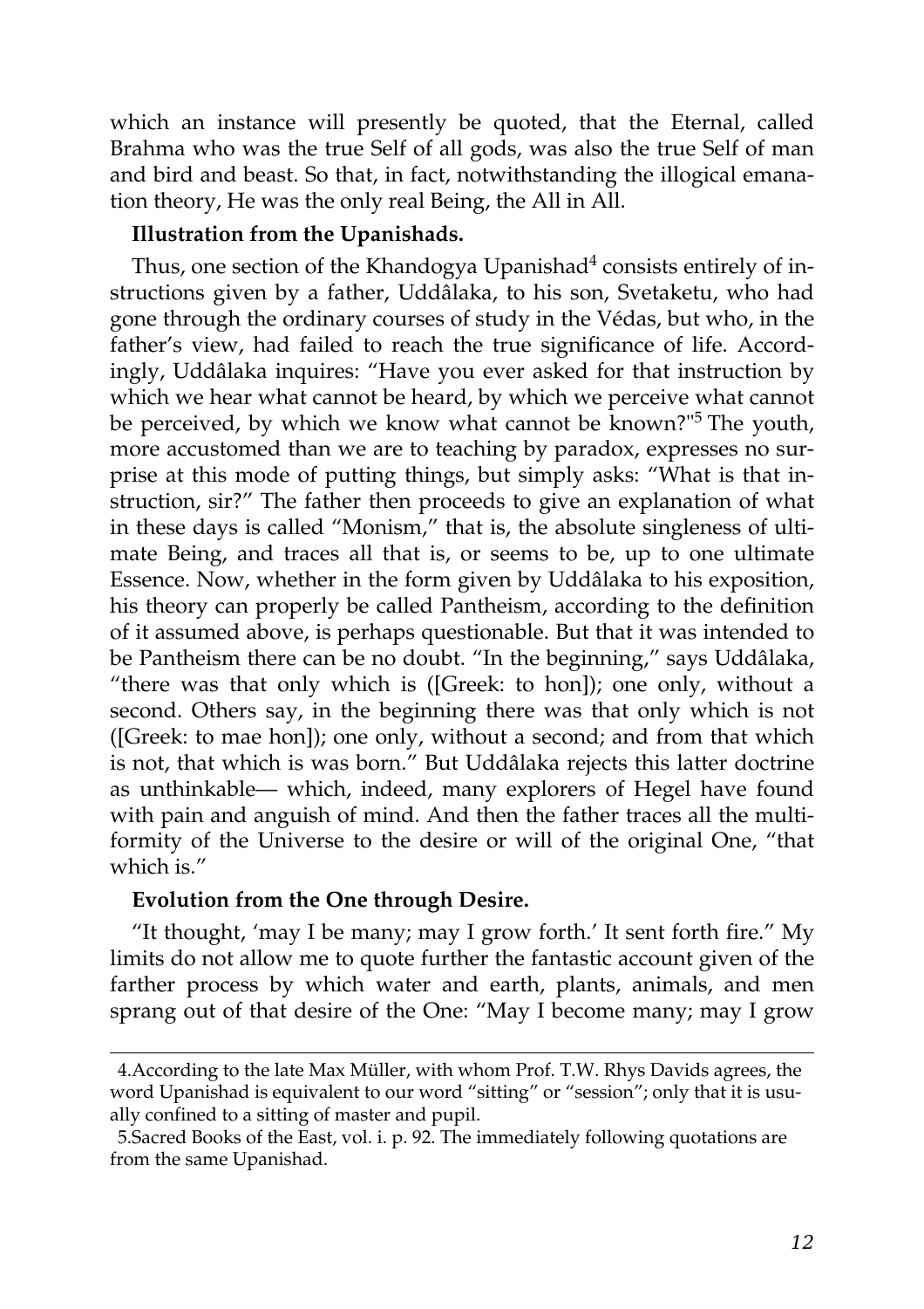which an instance will presently be quoted, that the Eternal, called Brahma who was the true Self of all gods, was also the true Self of man and bird and beast. So that, in fact, notwithstanding the illogical emanation theory, He was the only real Being, the All in All.

**Illustration from the Upanishads.**

Thus, one section of the Khandogya Upanishad[4] consists entirely of instructions given by a father, Uddâlaka, to his son, Svetaketu, who had gone through the ordinary courses of study in the Védas, but who, in the father's view, had failed to reach the true significance of life. Accordingly, Uddâlaka inquires: "Have you ever asked for that instruction by which we hear what cannot be heard, by which we perceive what cannot be perceived, by which we know what cannot be known?"[5] The youth, more accustomed than we are to teaching by paradox, expresses no surprise at this mode of putting things, but simply asks: "What is that instruction, sir?" The father then proceeds to give an explanation of what in these days is called "Monism," that is, the absolute singleness of ultimate Being, and traces all that is, or seems to be, up to one ultimate Essence. Now, whether in the form given by Uddâlaka to his exposition, his theory can properly be called Pantheism, according to the definition of it assumed above, is perhaps questionable. But that it was intended to be Pantheism there can be no doubt. "In the beginning," says Uddâlaka, "there was that only which is ([Greek: to hon]); one only, without a second. Others say, in the beginning there was that only which is not ([Greek: to mae hon]); one only, without a second; and from that which is not, that which is was born." But Uddâlaka rejects this latter doctrine as unthinkable— which, indeed, many explorers of Hegel have found with pain and anguish of mind. And then the father traces all the multiformity of the Universe to the desire or will of the original One, "that which is."

**Evolution from the One through Desire.**

"It thought, 'may I be many; may I grow forth.' It sent forth fire." My limits do not allow me to quote further the fantastic account given of the farther process by which water and earth, plants, animals, and men sprang out of that desire of the One: "May I become many; may I grow

---

4. According to the late Max Müller, with whom Prof. T.W. Rhys Davids agrees, the word Upanishad is equivalent to our word "sitting" or "session"; only that it is usually confined to a sitting of master and pupil.

5. Sacred Books of the East, vol. i. p. 92. The immediately following quotations are from the same Upanishad.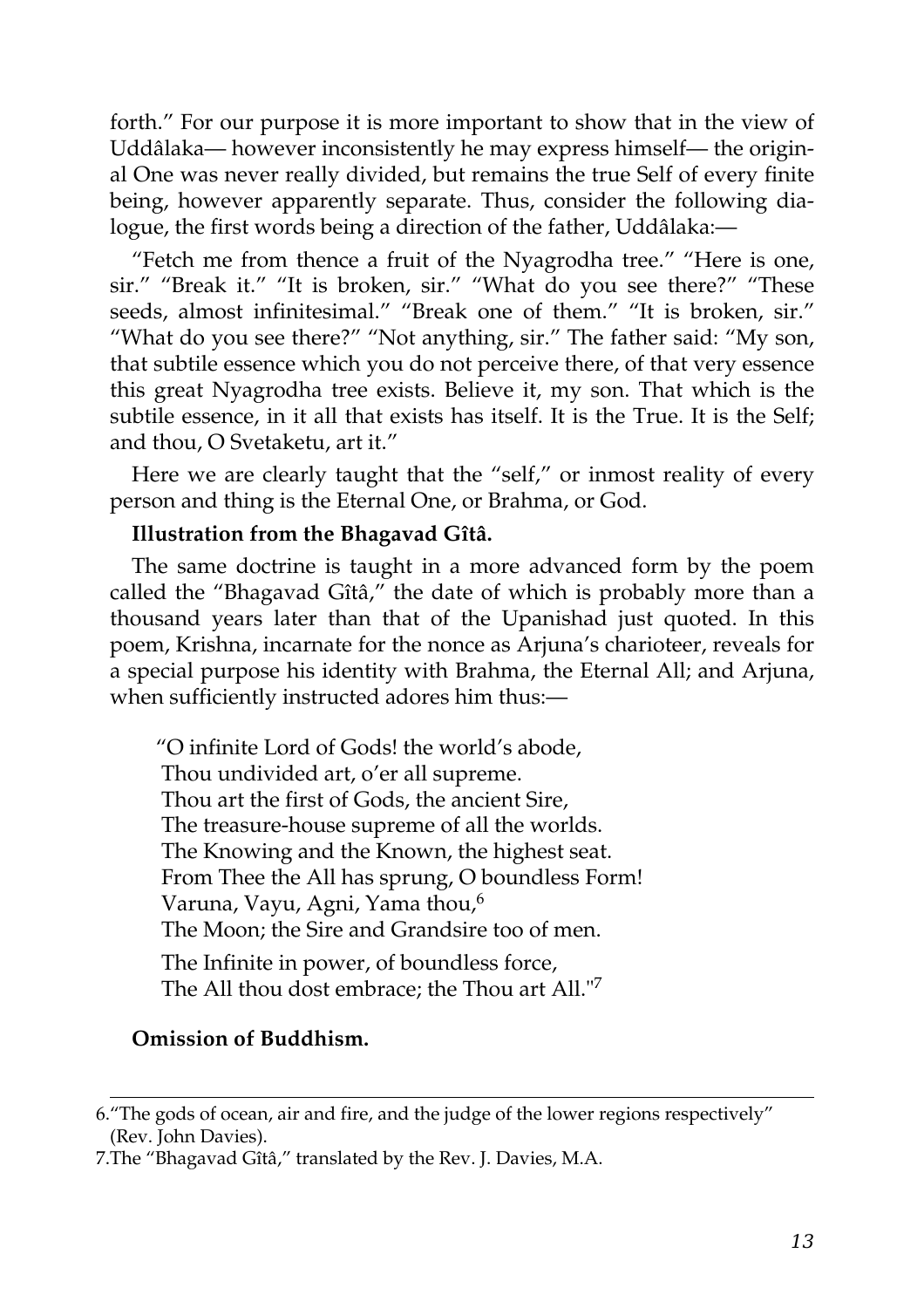forth." For our purpose it is more important to show that in the view of Uddâlaka— however inconsistently he may express himself— the original One was never really divided, but remains the true Self of every finite being, however apparently separate. Thus, consider the following dialogue, the first words being a direction of the father, Uddâlaka:—

"Fetch me from thence a fruit of the Nyagrodha tree." "Here is one, sir." "Break it." "It is broken, sir." "What do you see there?" "These seeds, almost infinitesimal." "Break one of them." "It is broken, sir." "What do you see there?" "Not anything, sir." The father said: "My son, that subtile essence which you do not perceive there, of that very essence this great Nyagrodha tree exists. Believe it, my son. That which is the subtile essence, in it all that exists has itself. It is the True. It is the Self; and thou, O Svetaketu, art it."

Here we are clearly taught that the "self," or inmost reality of every person and thing is the Eternal One, or Brahma, or God.

**Illustration from the Bhagavad Gîtâ.**

The same doctrine is taught in a more advanced form by the poem called the "Bhagavad Gîtâ," the date of which is probably more than a thousand years later than that of the Upanishad just quoted. In this poem, Krishna, incarnate for the nonce as Arjuna's charioteer, reveals for a special purpose his identity with Brahma, the Eternal All; and Arjuna, when sufficiently instructed adores him thus:—

> "O infinite Lord of Gods! the world's abode,
> Thou undivided art, o'er all supreme.
> Thou art the first of Gods, the ancient Sire,
> The treasure-house supreme of all the worlds.
> The Knowing and the Known, the highest seat.
> From Thee the All has sprung, O boundless Form!
> Varuna, Vayu, Agni, Yama thou,[6]
> The Moon; the Sire and Grandsire too of men.
>
> The Infinite in power, of boundless force,
> The All thou dost embrace; the Thou art All."[7]

**Omission of Buddhism.**

---

6. "The gods of ocean, air and fire, and the judge of the lower regions respectively" (Rev. John Davies).

7. The "Bhagavad Gîtâ," translated by the Rev. J. Davies, M.A.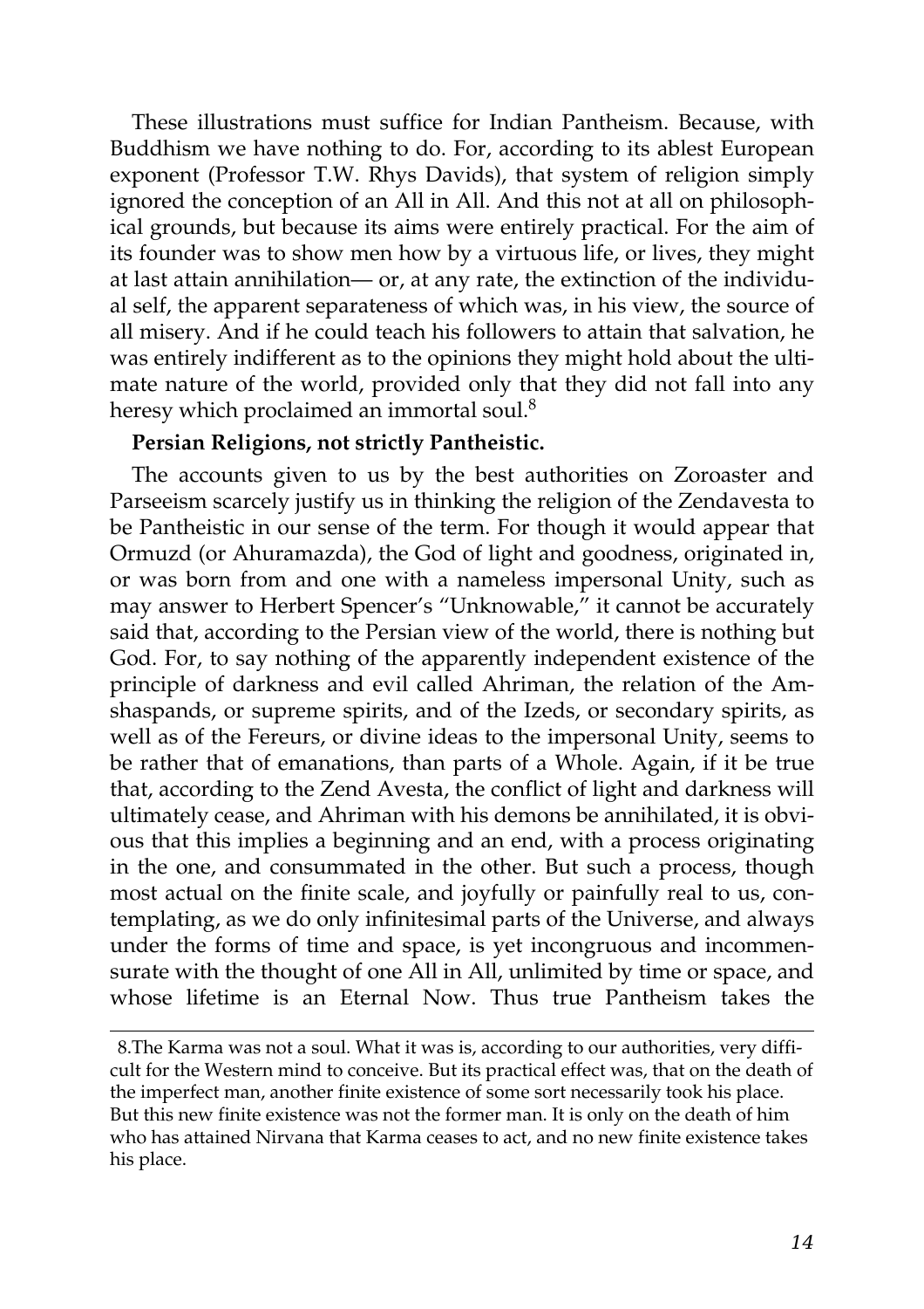These illustrations must suffice for Indian Pantheism. Because, with Buddhism we have nothing to do. For, according to its ablest European exponent (Professor T.W. Rhys Davids), that system of religion simply ignored the conception of an All in All. And this not at all on philosophical grounds, but because its aims were entirely practical. For the aim of its founder was to show men how by a virtuous life, or lives, they might at last attain annihilation— or, at any rate, the extinction of the individual self, the apparent separateness of which was, in his view, the source of all misery. And if he could teach his followers to attain that salvation, he was entirely indifferent as to the opinions they might hold about the ultimate nature of the world, provided only that they did not fall into any heresy which proclaimed an immortal soul.[8]

**Persian Religions, not strictly Pantheistic.**

The accounts given to us by the best authorities on Zoroaster and Parseeism scarcely justify us in thinking the religion of the Zendavesta to be Pantheistic in our sense of the term. For though it would appear that Ormuzd (or Ahuramazda), the God of light and goodness, originated in, or was born from and one with a nameless impersonal Unity, such as may answer to Herbert Spencer's "Unknowable," it cannot be accurately said that, according to the Persian view of the world, there is nothing but God. For, to say nothing of the apparently independent existence of the principle of darkness and evil called Ahriman, the relation of the Amshaspands, or supreme spirits, and of the Izeds, or secondary spirits, as well as of the Fereurs, or divine ideas to the impersonal Unity, seems to be rather that of emanations, than parts of a Whole. Again, if it be true that, according to the Zend Avesta, the conflict of light and darkness will ultimately cease, and Ahriman with his demons be annihilated, it is obvious that this implies a beginning and an end, with a process originating in the one, and consummated in the other. But such a process, though most actual on the finite scale, and joyfully or painfully real to us, contemplating, as we do only infinitesimal parts of the Universe, and always under the forms of time and space, is yet incongruous and incommensurate with the thought of one All in All, unlimited by time or space, and whose lifetime is an Eternal Now. Thus true Pantheism takes the

---

8. The Karma was not a soul. What it was is, according to our authorities, very difficult for the Western mind to conceive. But its practical effect was, that on the death of the imperfect man, another finite existence of some sort necessarily took his place. But this new finite existence was not the former man. It is only on the death of him who has attained Nirvana that Karma ceases to act, and no new finite existence takes his place.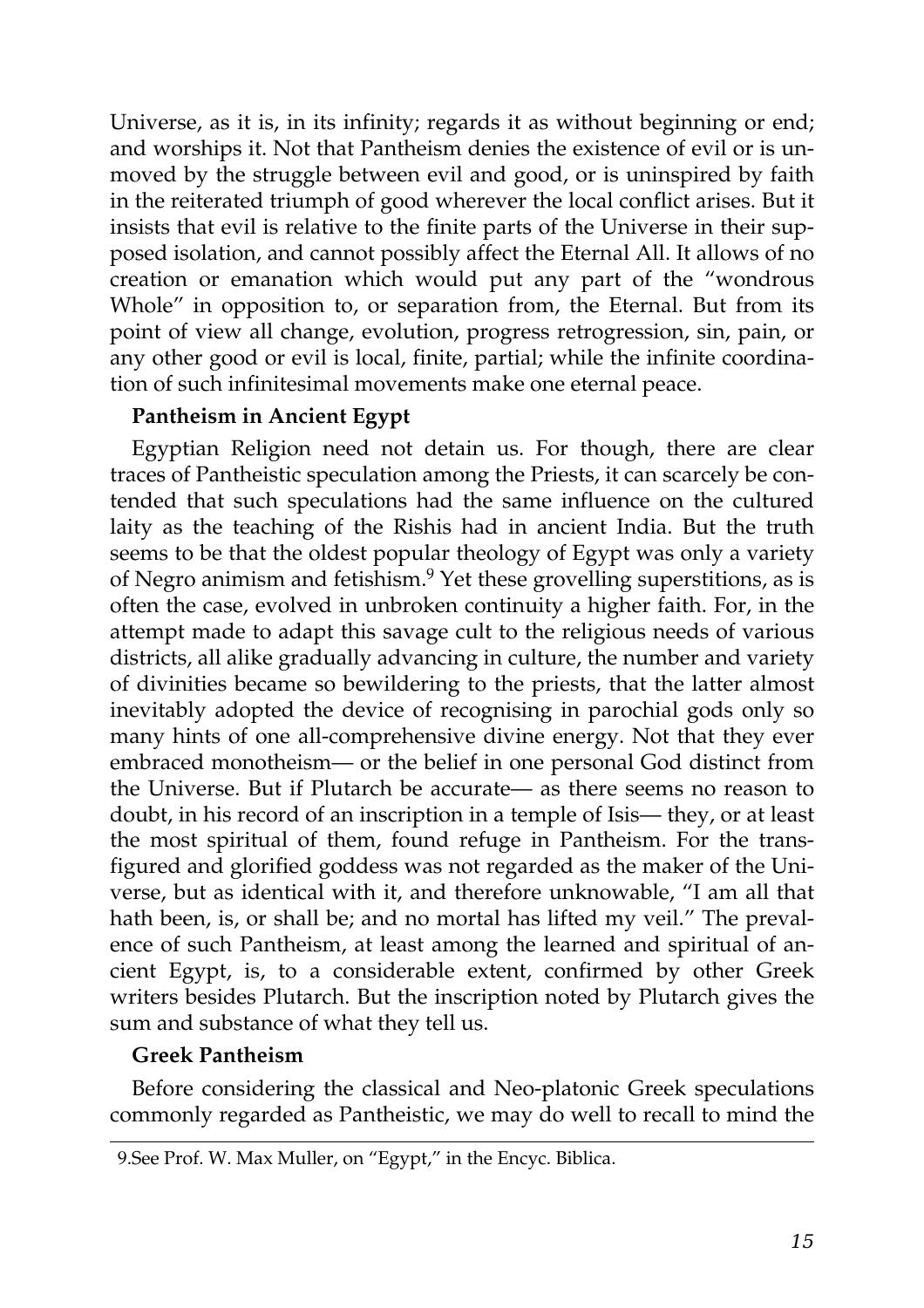Universe, as it is, in its infinity; regards it as without beginning or end; and worships it. Not that Pantheism denies the existence of evil or is unmoved by the struggle between evil and good, or is uninspired by faith in the reiterated triumph of good wherever the local conflict arises. But it insists that evil is relative to the finite parts of the Universe in their supposed isolation, and cannot possibly affect the Eternal All. It allows of no creation or emanation which would put any part of the "wondrous Whole" in opposition to, or separation from, the Eternal. But from its point of view all change, evolution, progress retrogression, sin, pain, or any other good or evil is local, finite, partial; while the infinite coordination of such infinitesimal movements make one eternal peace.

**Pantheism in Ancient Egypt**

Egyptian Religion need not detain us. For though, there are clear traces of Pantheistic speculation among the Priests, it can scarcely be contended that such speculations had the same influence on the cultured laity as the teaching of the Rishis had in ancient India. But the truth seems to be that the oldest popular theology of Egypt was only a variety of Negro animism and fetishism.[9] Yet these grovelling superstitions, as is often the case, evolved in unbroken continuity a higher faith. For, in the attempt made to adapt this savage cult to the religious needs of various districts, all alike gradually advancing in culture, the number and variety of divinities became so bewildering to the priests, that the latter almost inevitably adopted the device of recognising in parochial gods only so many hints of one all-comprehensive divine energy. Not that they ever embraced monotheism— or the belief in one personal God distinct from the Universe. But if Plutarch be accurate— as there seems no reason to doubt, in his record of an inscription in a temple of Isis— they, or at least the most spiritual of them, found refuge in Pantheism. For the transfigured and glorified goddess was not regarded as the maker of the Universe, but as identical with it, and therefore unknowable, "I am all that hath been, is, or shall be; and no mortal has lifted my veil." The prevalence of such Pantheism, at least among the learned and spiritual of ancient Egypt, is, to a considerable extent, confirmed by other Greek writers besides Plutarch. But the inscription noted by Plutarch gives the sum and substance of what they tell us.

**Greek Pantheism**

Before considering the classical and Neo-platonic Greek speculations commonly regarded as Pantheistic, we may do well to recall to mind the

9.See Prof. W. Max Muller, on "Egypt," in the Encyc. Biblica.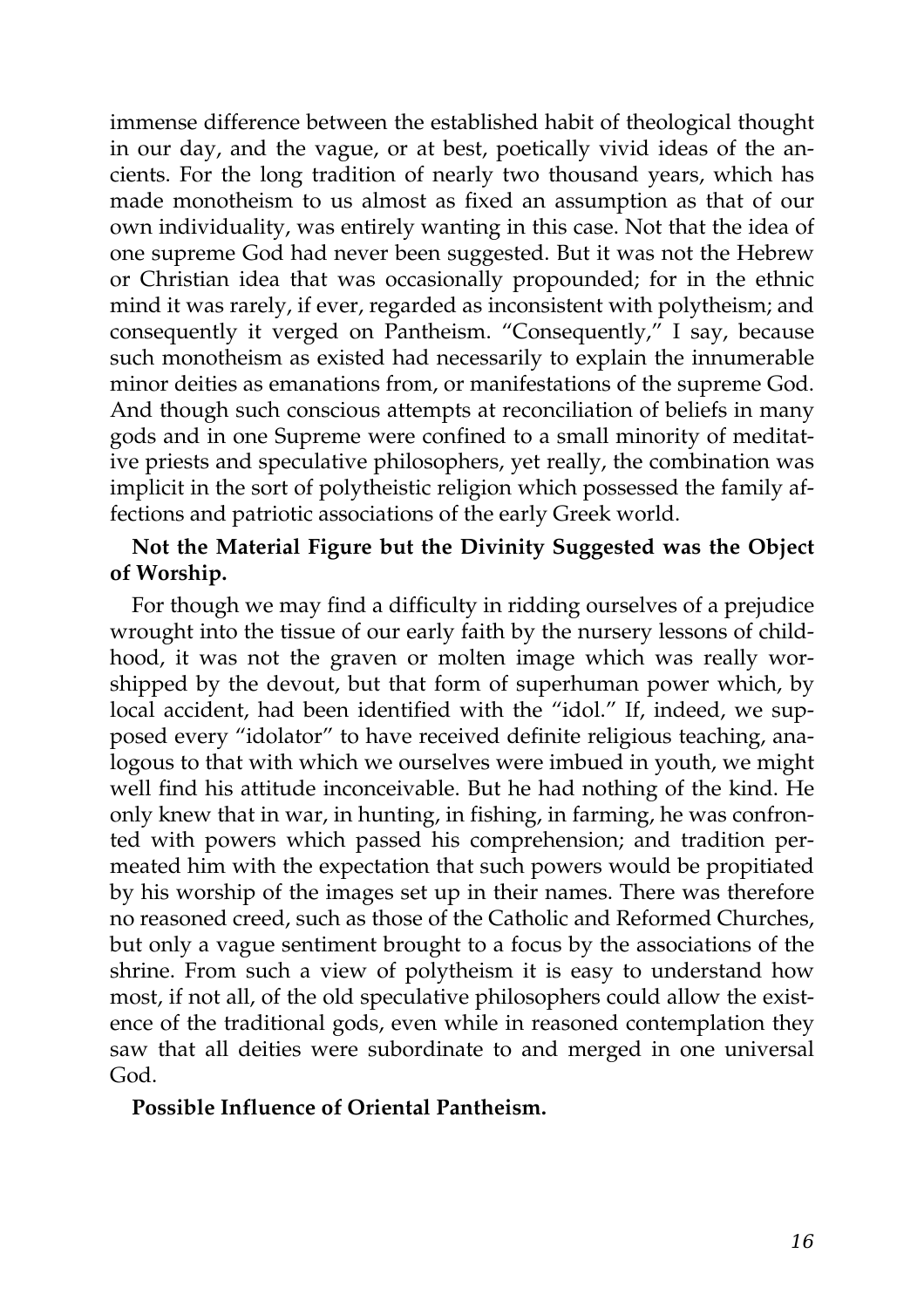immense difference between the established habit of theological thought in our day, and the vague, or at best, poetically vivid ideas of the ancients. For the long tradition of nearly two thousand years, which has made monotheism to us almost as fixed an assumption as that of our own individuality, was entirely wanting in this case. Not that the idea of one supreme God had never been suggested. But it was not the Hebrew or Christian idea that was occasionally propounded; for in the ethnic mind it was rarely, if ever, regarded as inconsistent with polytheism; and consequently it verged on Pantheism. "Consequently," I say, because such monotheism as existed had necessarily to explain the innumerable minor deities as emanations from, or manifestations of the supreme God. And though such conscious attempts at reconciliation of beliefs in many gods and in one Supreme were confined to a small minority of meditative priests and speculative philosophers, yet really, the combination was implicit in the sort of polytheistic religion which possessed the family affections and patriotic associations of the early Greek world.

**Not the Material Figure but the Divinity Suggested was the Object of Worship.**

For though we may find a difficulty in ridding ourselves of a prejudice wrought into the tissue of our early faith by the nursery lessons of childhood, it was not the graven or molten image which was really worshipped by the devout, but that form of superhuman power which, by local accident, had been identified with the "idol." If, indeed, we supposed every "idolator" to have received definite religious teaching, analogous to that with which we ourselves were imbued in youth, we might well find his attitude inconceivable. But he had nothing of the kind. He only knew that in war, in hunting, in fishing, in farming, he was confronted with powers which passed his comprehension; and tradition permeated him with the expectation that such powers would be propitiated by his worship of the images set up in their names. There was therefore no reasoned creed, such as those of the Catholic and Reformed Churches, but only a vague sentiment brought to a focus by the associations of the shrine. From such a view of polytheism it is easy to understand how most, if not all, of the old speculative philosophers could allow the existence of the traditional gods, even while in reasoned contemplation they saw that all deities were subordinate to and merged in one universal God.

**Possible Influence of Oriental Pantheism.**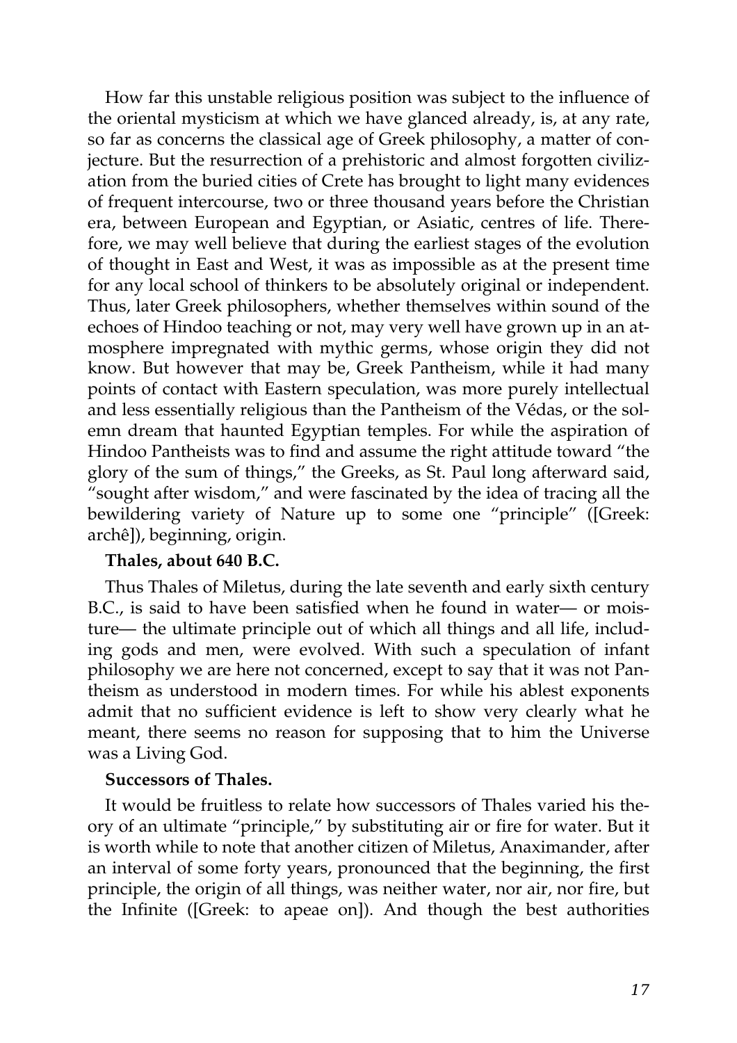How far this unstable religious position was subject to the influence of the oriental mysticism at which we have glanced already, is, at any rate, so far as concerns the classical age of Greek philosophy, a matter of conjecture. But the resurrection of a prehistoric and almost forgotten civilization from the buried cities of Crete has brought to light many evidences of frequent intercourse, two or three thousand years before the Christian era, between European and Egyptian, or Asiatic, centres of life. Therefore, we may well believe that during the earliest stages of the evolution of thought in East and West, it was as impossible as at the present time for any local school of thinkers to be absolutely original or independent. Thus, later Greek philosophers, whether themselves within sound of the echoes of Hindoo teaching or not, may very well have grown up in an atmosphere impregnated with mythic germs, whose origin they did not know. But however that may be, Greek Pantheism, while it had many points of contact with Eastern speculation, was more purely intellectual and less essentially religious than the Pantheism of the Védas, or the solemn dream that haunted Egyptian temples. For while the aspiration of Hindoo Pantheists was to find and assume the right attitude toward "the glory of the sum of things," the Greeks, as St. Paul long afterward said, "sought after wisdom," and were fascinated by the idea of tracing all the bewildering variety of Nature up to some one "principle" ([Greek: archê]), beginning, origin.

**Thales, about 640 B.C.**

Thus Thales of Miletus, during the late seventh and early sixth century B.C., is said to have been satisfied when he found in water— or moisture— the ultimate principle out of which all things and all life, including gods and men, were evolved. With such a speculation of infant philosophy we are here not concerned, except to say that it was not Pantheism as understood in modern times. For while his ablest exponents admit that no sufficient evidence is left to show very clearly what he meant, there seems no reason for supposing that to him the Universe was a Living God.

**Successors of Thales.**

It would be fruitless to relate how successors of Thales varied his theory of an ultimate "principle," by substituting air or fire for water. But it is worth while to note that another citizen of Miletus, Anaximander, after an interval of some forty years, pronounced that the beginning, the first principle, the origin of all things, was neither water, nor air, nor fire, but the Infinite ([Greek: to apeae on]). And though the best authorities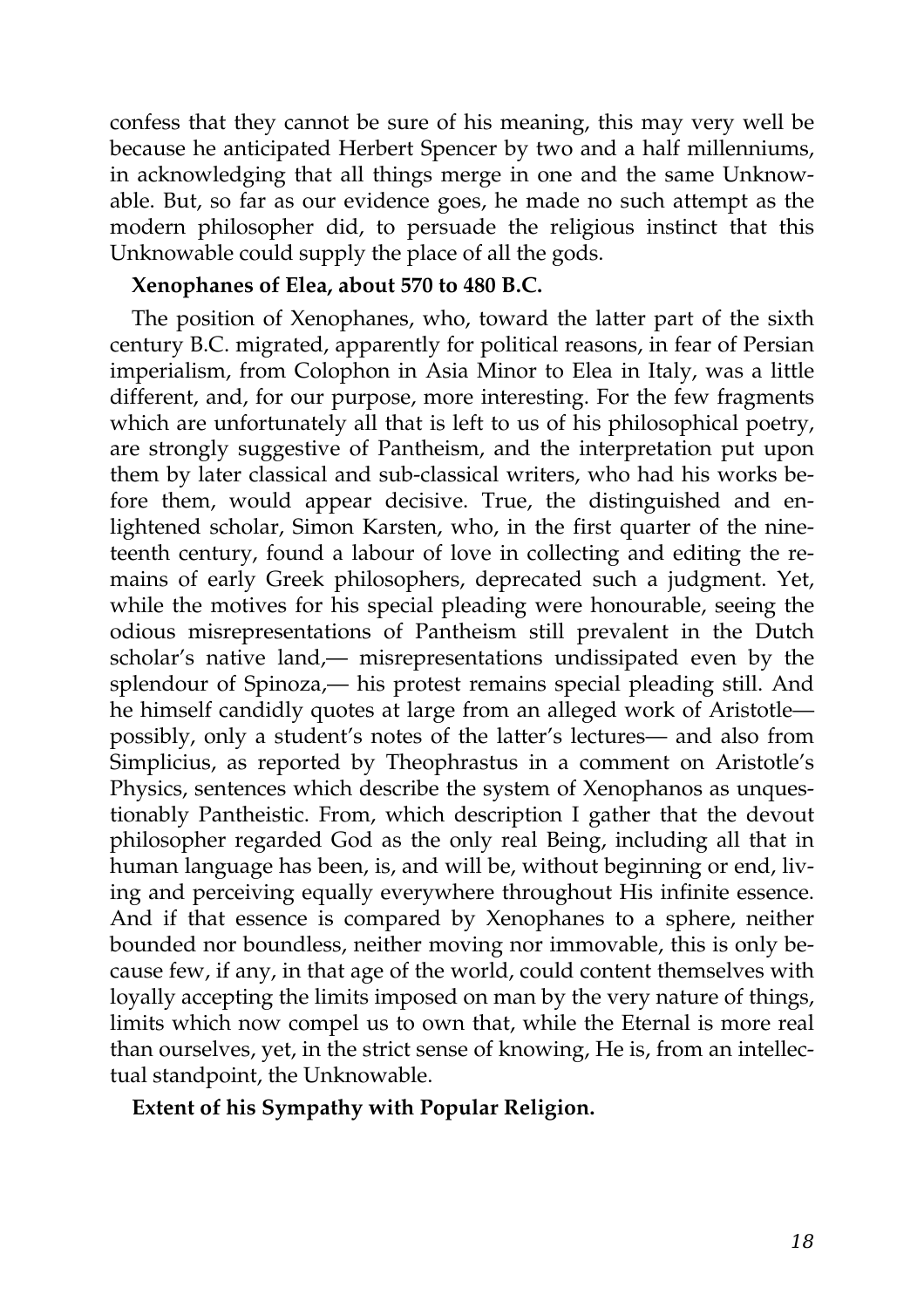confess that they cannot be sure of his meaning, this may very well be because he anticipated Herbert Spencer by two and a half millenniums, in acknowledging that all things merge in one and the same Unknowable. But, so far as our evidence goes, he made no such attempt as the modern philosopher did, to persuade the religious instinct that this Unknowable could supply the place of all the gods.

**Xenophanes of Elea, about 570 to 480 B.C.**

The position of Xenophanes, who, toward the latter part of the sixth century B.C. migrated, apparently for political reasons, in fear of Persian imperialism, from Colophon in Asia Minor to Elea in Italy, was a little different, and, for our purpose, more interesting. For the few fragments which are unfortunately all that is left to us of his philosophical poetry, are strongly suggestive of Pantheism, and the interpretation put upon them by later classical and sub-classical writers, who had his works before them, would appear decisive. True, the distinguished and enlightened scholar, Simon Karsten, who, in the first quarter of the nineteenth century, found a labour of love in collecting and editing the remains of early Greek philosophers, deprecated such a judgment. Yet, while the motives for his special pleading were honourable, seeing the odious misrepresentations of Pantheism still prevalent in the Dutch scholar's native land,— misrepresentations undissipated even by the splendour of Spinoza,— his protest remains special pleading still. And he himself candidly quotes at large from an alleged work of Aristotle— possibly, only a student's notes of the latter's lectures— and also from Simplicius, as reported by Theophrastus in a comment on Aristotle's Physics, sentences which describe the system of Xenophanos as unquestionably Pantheistic. From, which description I gather that the devout philosopher regarded God as the only real Being, including all that in human language has been, is, and will be, without beginning or end, living and perceiving equally everywhere throughout His infinite essence. And if that essence is compared by Xenophanes to a sphere, neither bounded nor boundless, neither moving nor immovable, this is only because few, if any, in that age of the world, could content themselves with loyally accepting the limits imposed on man by the very nature of things, limits which now compel us to own that, while the Eternal is more real than ourselves, yet, in the strict sense of knowing, He is, from an intellectual standpoint, the Unknowable.

**Extent of his Sympathy with Popular Religion.**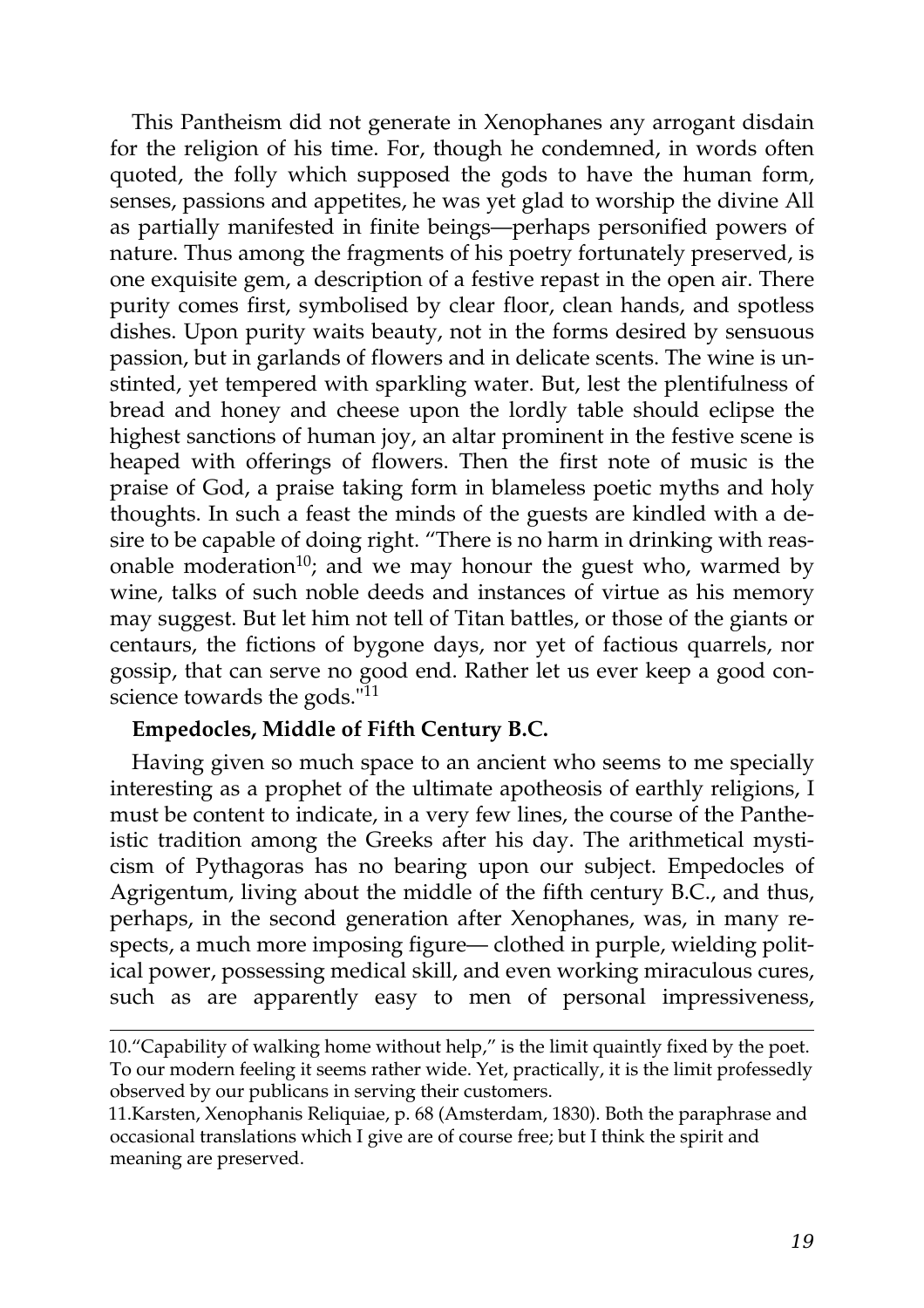This Pantheism did not generate in Xenophanes any arrogant disdain for the religion of his time. For, though he condemned, in words often quoted, the folly which supposed the gods to have the human form, senses, passions and appetites, he was yet glad to worship the divine All as partially manifested in finite beings—perhaps personified powers of nature. Thus among the fragments of his poetry fortunately preserved, is one exquisite gem, a description of a festive repast in the open air. There purity comes first, symbolised by clear floor, clean hands, and spotless dishes. Upon purity waits beauty, not in the forms desired by sensuous passion, but in garlands of flowers and in delicate scents. The wine is unstinted, yet tempered with sparkling water. But, lest the plentifulness of bread and honey and cheese upon the lordly table should eclipse the highest sanctions of human joy, an altar prominent in the festive scene is heaped with offerings of flowers. Then the first note of music is the praise of God, a praise taking form in blameless poetic myths and holy thoughts. In such a feast the minds of the guests are kindled with a desire to be capable of doing right. "There is no harm in drinking with reasonable moderation[10]; and we may honour the guest who, warmed by wine, talks of such noble deeds and instances of virtue as his memory may suggest. But let him not tell of Titan battles, or those of the giants or centaurs, the fictions of bygone days, nor yet of factious quarrels, nor gossip, that can serve no good end. Rather let us ever keep a good conscience towards the gods."[11]

**Empedocles, Middle of Fifth Century B.C.**

Having given so much space to an ancient who seems to me specially interesting as a prophet of the ultimate apotheosis of earthly religions, I must be content to indicate, in a very few lines, the course of the Pantheistic tradition among the Greeks after his day. The arithmetical mysticism of Pythagoras has no bearing upon our subject. Empedocles of Agrigentum, living about the middle of the fifth century B.C., and thus, perhaps, in the second generation after Xenophanes, was, in many respects, a much more imposing figure— clothed in purple, wielding political power, possessing medical skill, and even working miraculous cures, such as are apparently easy to men of personal impressiveness,

---

10. "Capability of walking home without help," is the limit quaintly fixed by the poet. To our modern feeling it seems rather wide. Yet, practically, it is the limit professedly observed by our publicans in serving their customers.

11. Karsten, Xenophanis Reliquiae, p. 68 (Amsterdam, 1830). Both the paraphrase and occasional translations which I give are of course free; but I think the spirit and meaning are preserved.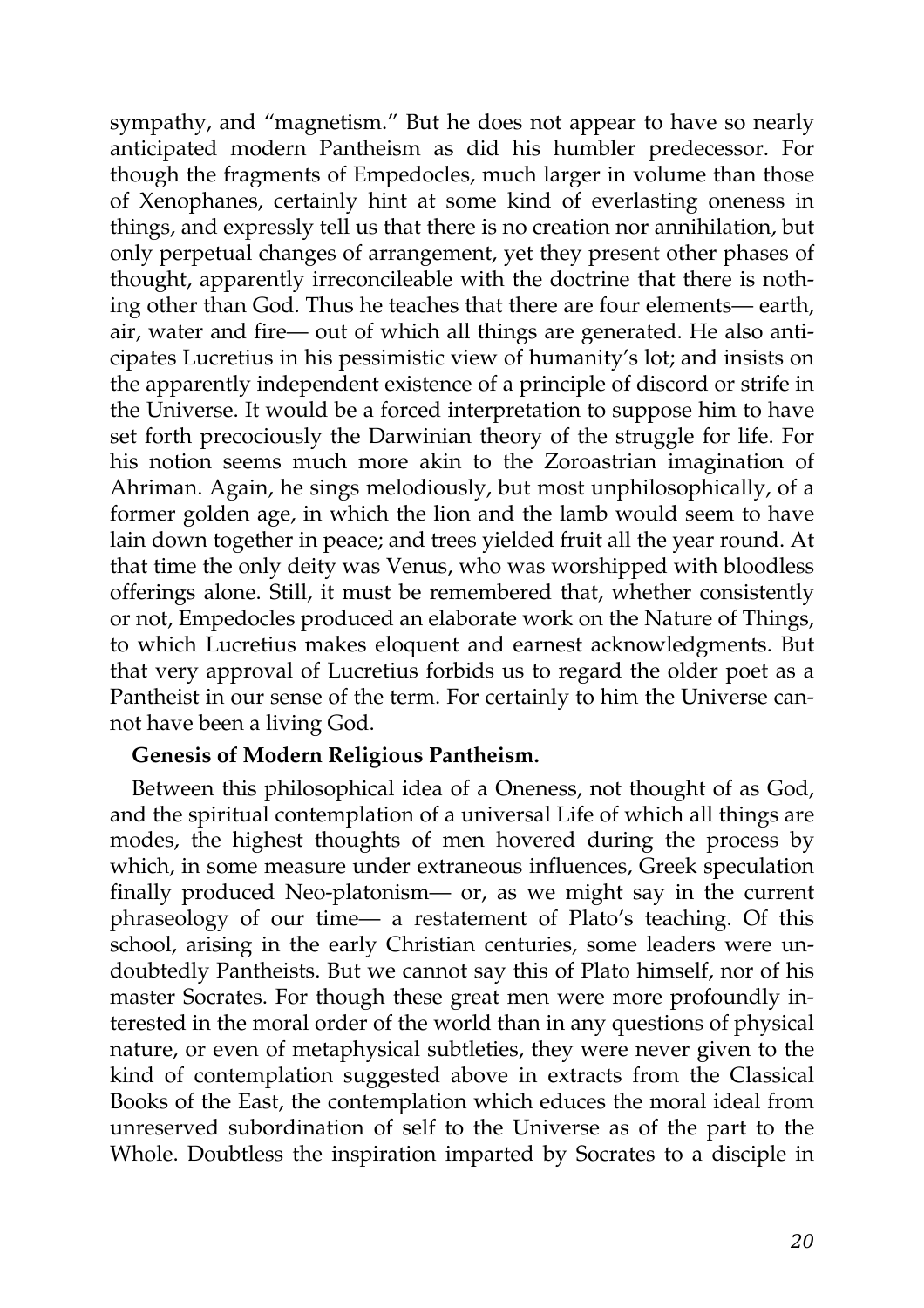sympathy, and "magnetism." But he does not appear to have so nearly anticipated modern Pantheism as did his humbler predecessor. For though the fragments of Empedocles, much larger in volume than those of Xenophanes, certainly hint at some kind of everlasting oneness in things, and expressly tell us that there is no creation nor annihilation, but only perpetual changes of arrangement, yet they present other phases of thought, apparently irreconcileable with the doctrine that there is nothing other than God. Thus he teaches that there are four elements— earth, air, water and fire— out of which all things are generated. He also anticipates Lucretius in his pessimistic view of humanity's lot; and insists on the apparently independent existence of a principle of discord or strife in the Universe. It would be a forced interpretation to suppose him to have set forth precociously the Darwinian theory of the struggle for life. For his notion seems much more akin to the Zoroastrian imagination of Ahriman. Again, he sings melodiously, but most unphilosophically, of a former golden age, in which the lion and the lamb would seem to have lain down together in peace; and trees yielded fruit all the year round. At that time the only deity was Venus, who was worshipped with bloodless offerings alone. Still, it must be remembered that, whether consistently or not, Empedocles produced an elaborate work on the Nature of Things, to which Lucretius makes eloquent and earnest acknowledgments. But that very approval of Lucretius forbids us to regard the older poet as a Pantheist in our sense of the term. For certainly to him the Universe cannot have been a living God.

**Genesis of Modern Religious Pantheism.**

Between this philosophical idea of a Oneness, not thought of as God, and the spiritual contemplation of a universal Life of which all things are modes, the highest thoughts of men hovered during the process by which, in some measure under extraneous influences, Greek speculation finally produced Neo-platonism— or, as we might say in the current phraseology of our time— a restatement of Plato's teaching. Of this school, arising in the early Christian centuries, some leaders were undoubtedly Pantheists. But we cannot say this of Plato himself, nor of his master Socrates. For though these great men were more profoundly interested in the moral order of the world than in any questions of physical nature, or even of metaphysical subtleties, they were never given to the kind of contemplation suggested above in extracts from the Classical Books of the East, the contemplation which educes the moral ideal from unreserved subordination of self to the Universe as of the part to the Whole. Doubtless the inspiration imparted by Socrates to a disciple in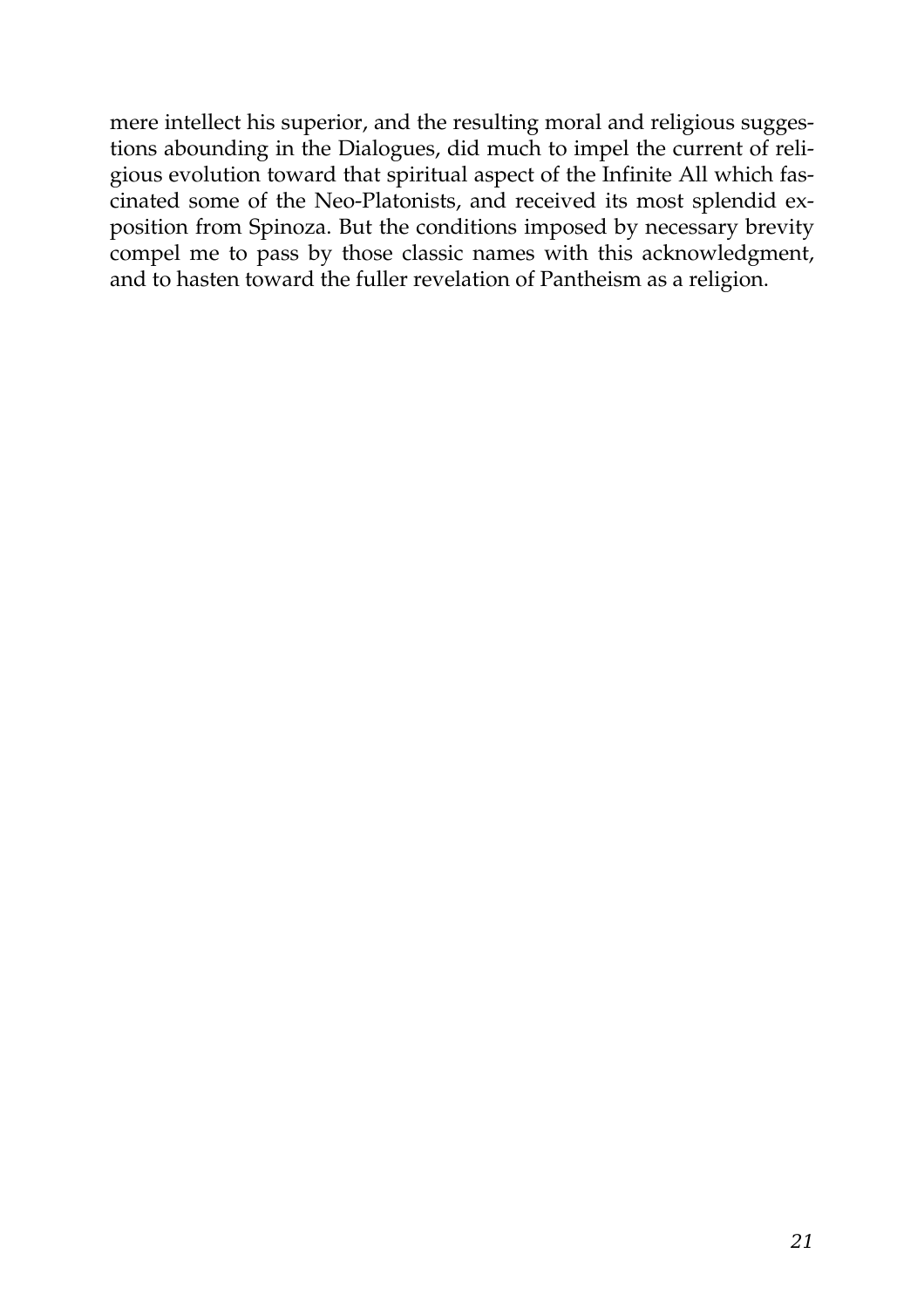mere intellect his superior, and the resulting moral and religious suggestions abounding in the Dialogues, did much to impel the current of religious evolution toward that spiritual aspect of the Infinite All which fascinated some of the Neo-Platonists, and received its most splendid exposition from Spinoza. But the conditions imposed by necessary brevity compel me to pass by those classic names with this acknowledgment, and to hasten toward the fuller revelation of Pantheism as a religion.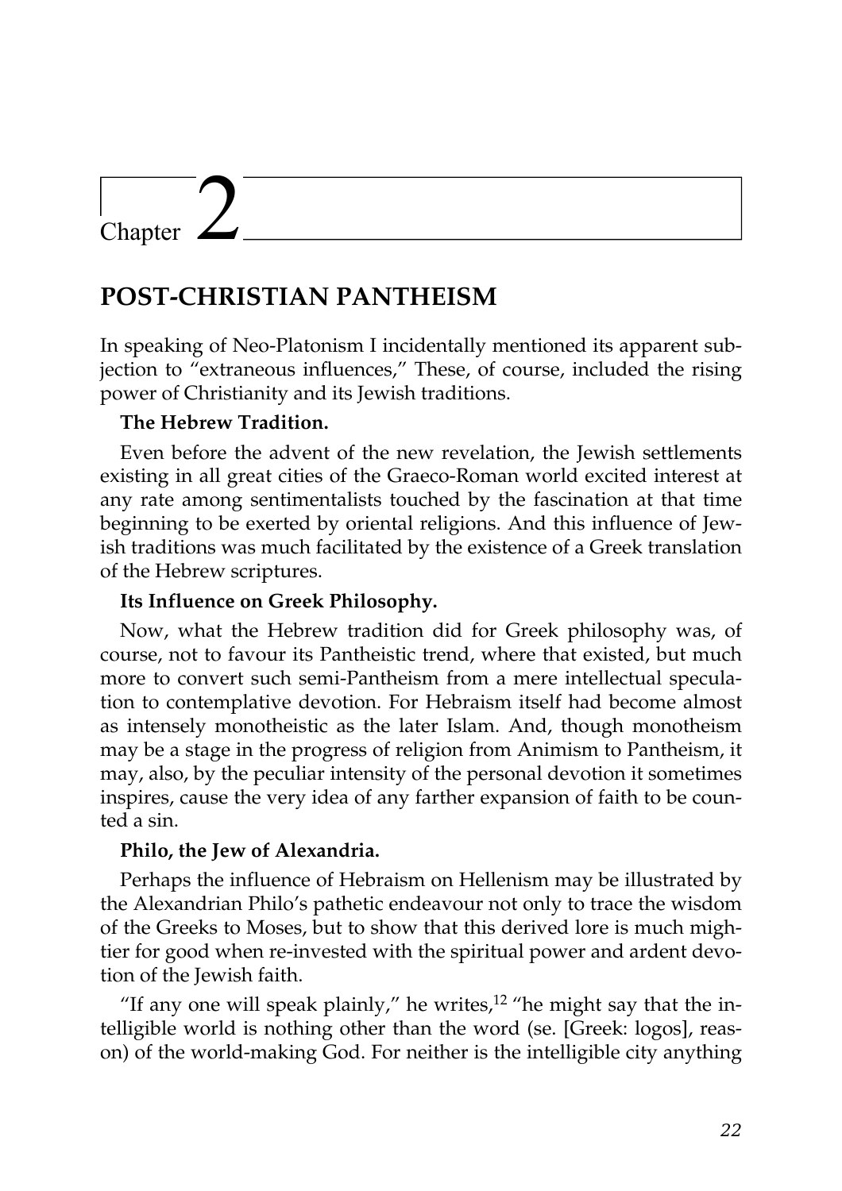# Chapter 2

## POST-CHRISTIAN PANTHEISM

In speaking of Neo-Platonism I incidentally mentioned its apparent subjection to "extraneous influences," These, of course, included the rising power of Christianity and its Jewish traditions.

**The Hebrew Tradition.**

Even before the advent of the new revelation, the Jewish settlements existing in all great cities of the Graeco-Roman world excited interest at any rate among sentimentalists touched by the fascination at that time beginning to be exerted by oriental religions. And this influence of Jewish traditions was much facilitated by the existence of a Greek translation of the Hebrew scriptures.

**Its Influence on Greek Philosophy.**

Now, what the Hebrew tradition did for Greek philosophy was, of course, not to favour its Pantheistic trend, where that existed, but much more to convert such semi-Pantheism from a mere intellectual speculation to contemplative devotion. For Hebraism itself had become almost as intensely monotheistic as the later Islam. And, though monotheism may be a stage in the progress of religion from Animism to Pantheism, it may, also, by the peculiar intensity of the personal devotion it sometimes inspires, cause the very idea of any farther expansion of faith to be counted a sin.

**Philo, the Jew of Alexandria.**

Perhaps the influence of Hebraism on Hellenism may be illustrated by the Alexandrian Philo's pathetic endeavour not only to trace the wisdom of the Greeks to Moses, but to show that this derived lore is much mightier for good when re-invested with the spiritual power and ardent devotion of the Jewish faith.

"If any one will speak plainly," he writes,[12] "he might say that the intelligible world is nothing other than the word (se. [Greek: logos], reason) of the world-making God. For neither is the intelligible city anything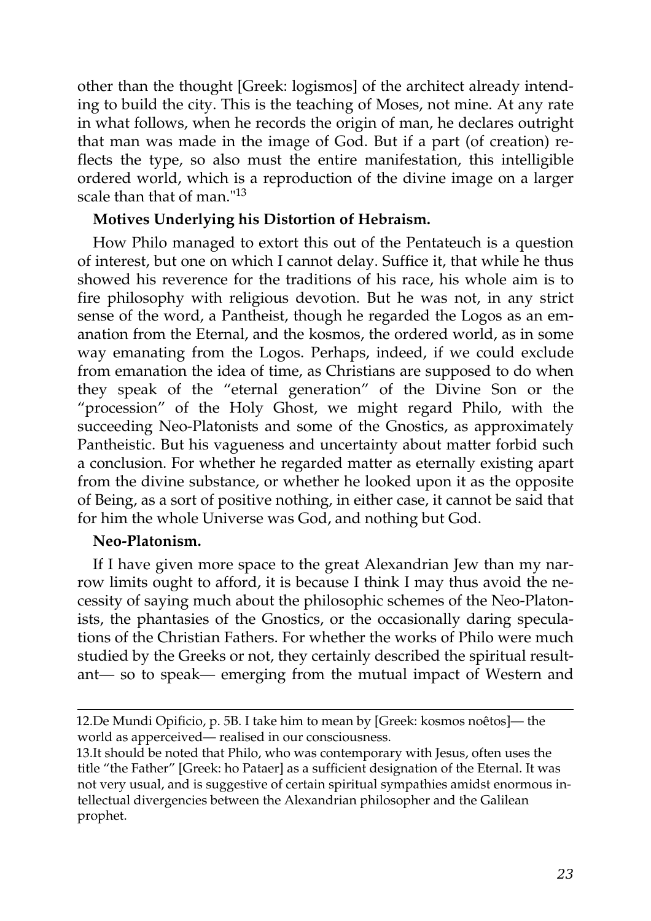other than the thought [Greek: logismos] of the architect already intending to build the city. This is the teaching of Moses, not mine. At any rate in what follows, when he records the origin of man, he declares outright that man was made in the image of God. But if a part (of creation) reflects the type, so also must the entire manifestation, this intelligible ordered world, which is a reproduction of the divine image on a larger scale than that of man."[13]

**Motives Underlying his Distortion of Hebraism.**

How Philo managed to extort this out of the Pentateuch is a question of interest, but one on which I cannot delay. Suffice it, that while he thus showed his reverence for the traditions of his race, his whole aim is to fire philosophy with religious devotion. But he was not, in any strict sense of the word, a Pantheist, though he regarded the Logos as an emanation from the Eternal, and the kosmos, the ordered world, as in some way emanating from the Logos. Perhaps, indeed, if we could exclude from emanation the idea of time, as Christians are supposed to do when they speak of the "eternal generation" of the Divine Son or the "procession" of the Holy Ghost, we might regard Philo, with the succeeding Neo-Platonists and some of the Gnostics, as approximately Pantheistic. But his vagueness and uncertainty about matter forbid such a conclusion. For whether he regarded matter as eternally existing apart from the divine substance, or whether he looked upon it as the opposite of Being, as a sort of positive nothing, in either case, it cannot be said that for him the whole Universe was God, and nothing but God.

**Neo-Platonism.**

If I have given more space to the great Alexandrian Jew than my narrow limits ought to afford, it is because I think I may thus avoid the necessity of saying much about the philosophic schemes of the Neo-Platonists, the phantasies of the Gnostics, or the occasionally daring speculations of the Christian Fathers. For whether the works of Philo were much studied by the Greeks or not, they certainly described the spiritual resultant— so to speak— emerging from the mutual impact of Western and

---

12.De Mundi Opificio, p. 5B. I take him to mean by [Greek: kosmos noêtos]— the world as apperceived— realised in our consciousness.

13.It should be noted that Philo, who was contemporary with Jesus, often uses the title "the Father" [Greek: ho Pataer] as a sufficient designation of the Eternal. It was not very usual, and is suggestive of certain spiritual sympathies amidst enormous intellectual divergencies between the Alexandrian philosopher and the Galilean prophet.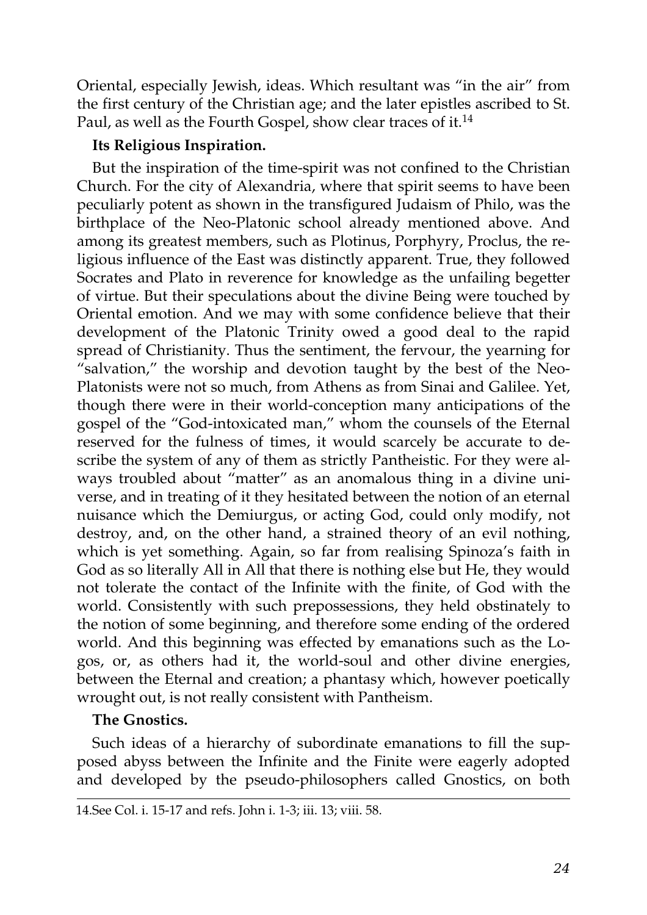Oriental, especially Jewish, ideas. Which resultant was "in the air" from the first century of the Christian age; and the later epistles ascribed to St. Paul, as well as the Fourth Gospel, show clear traces of it.[14]

**Its Religious Inspiration.**

But the inspiration of the time-spirit was not confined to the Christian Church. For the city of Alexandria, where that spirit seems to have been peculiarly potent as shown in the transfigured Judaism of Philo, was the birthplace of the Neo-Platonic school already mentioned above. And among its greatest members, such as Plotinus, Porphyry, Proclus, the religious influence of the East was distinctly apparent. True, they followed Socrates and Plato in reverence for knowledge as the unfailing begetter of virtue. But their speculations about the divine Being were touched by Oriental emotion. And we may with some confidence believe that their development of the Platonic Trinity owed a good deal to the rapid spread of Christianity. Thus the sentiment, the fervour, the yearning for "salvation," the worship and devotion taught by the best of the Neo-Platonists were not so much, from Athens as from Sinai and Galilee. Yet, though there were in their world-conception many anticipations of the gospel of the "God-intoxicated man," whom the counsels of the Eternal reserved for the fulness of times, it would scarcely be accurate to describe the system of any of them as strictly Pantheistic. For they were always troubled about "matter" as an anomalous thing in a divine universe, and in treating of it they hesitated between the notion of an eternal nuisance which the Demiurgus, or acting God, could only modify, not destroy, and, on the other hand, a strained theory of an evil nothing, which is yet something. Again, so far from realising Spinoza's faith in God as so literally All in All that there is nothing else but He, they would not tolerate the contact of the Infinite with the finite, of God with the world. Consistently with such prepossessions, they held obstinately to the notion of some beginning, and therefore some ending of the ordered world. And this beginning was effected by emanations such as the Logos, or, as others had it, the world-soul and other divine energies, between the Eternal and creation; a phantasy which, however poetically wrought out, is not really consistent with Pantheism.

**The Gnostics.**

Such ideas of a hierarchy of subordinate emanations to fill the supposed abyss between the Infinite and the Finite were eagerly adopted and developed by the pseudo-philosophers called Gnostics, on both

---

14. See Col. i. 15-17 and refs. John i. 1-3; iii. 13; viii. 58.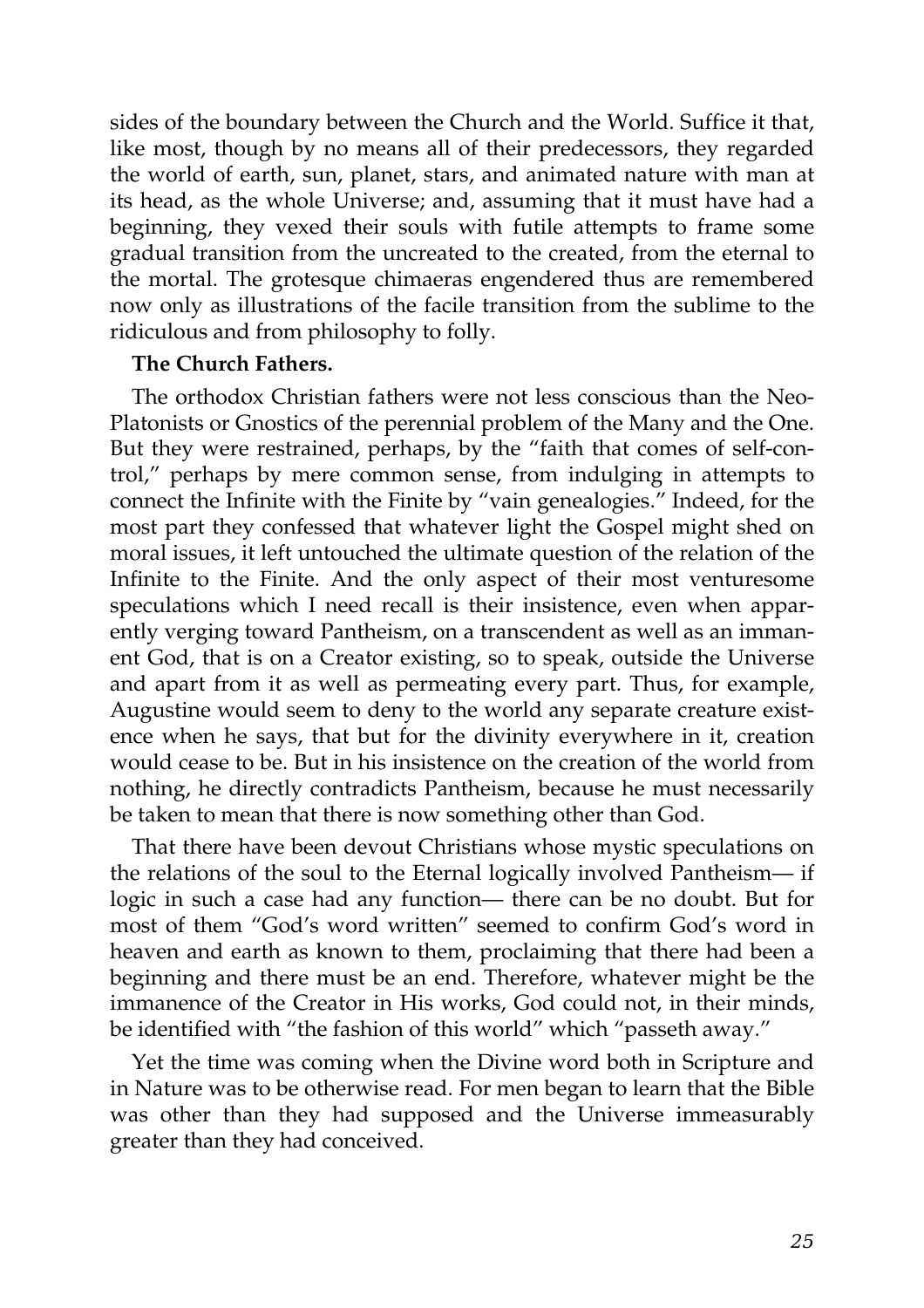sides of the boundary between the Church and the World. Suffice it that, like most, though by no means all of their predecessors, they regarded the world of earth, sun, planet, stars, and animated nature with man at its head, as the whole Universe; and, assuming that it must have had a beginning, they vexed their souls with futile attempts to frame some gradual transition from the uncreated to the created, from the eternal to the mortal. The grotesque chimaeras engendered thus are remembered now only as illustrations of the facile transition from the sublime to the ridiculous and from philosophy to folly.

**The Church Fathers.**

The orthodox Christian fathers were not less conscious than the Neo-Platonists or Gnostics of the perennial problem of the Many and the One. But they were restrained, perhaps, by the "faith that comes of self-control," perhaps by mere common sense, from indulging in attempts to connect the Infinite with the Finite by "vain genealogies." Indeed, for the most part they confessed that whatever light the Gospel might shed on moral issues, it left untouched the ultimate question of the relation of the Infinite to the Finite. And the only aspect of their most venturesome speculations which I need recall is their insistence, even when apparently verging toward Pantheism, on a transcendent as well as an immanent God, that is on a Creator existing, so to speak, outside the Universe and apart from it as well as permeating every part. Thus, for example, Augustine would seem to deny to the world any separate creature existence when he says, that but for the divinity everywhere in it, creation would cease to be. But in his insistence on the creation of the world from nothing, he directly contradicts Pantheism, because he must necessarily be taken to mean that there is now something other than God.

That there have been devout Christians whose mystic speculations on the relations of the soul to the Eternal logically involved Pantheism— if logic in such a case had any function— there can be no doubt. But for most of them "God's word written" seemed to confirm God's word in heaven and earth as known to them, proclaiming that there had been a beginning and there must be an end. Therefore, whatever might be the immanence of the Creator in His works, God could not, in their minds, be identified with "the fashion of this world" which "passeth away."

Yet the time was coming when the Divine word both in Scripture and in Nature was to be otherwise read. For men began to learn that the Bible was other than they had supposed and the Universe immeasurably greater than they had conceived.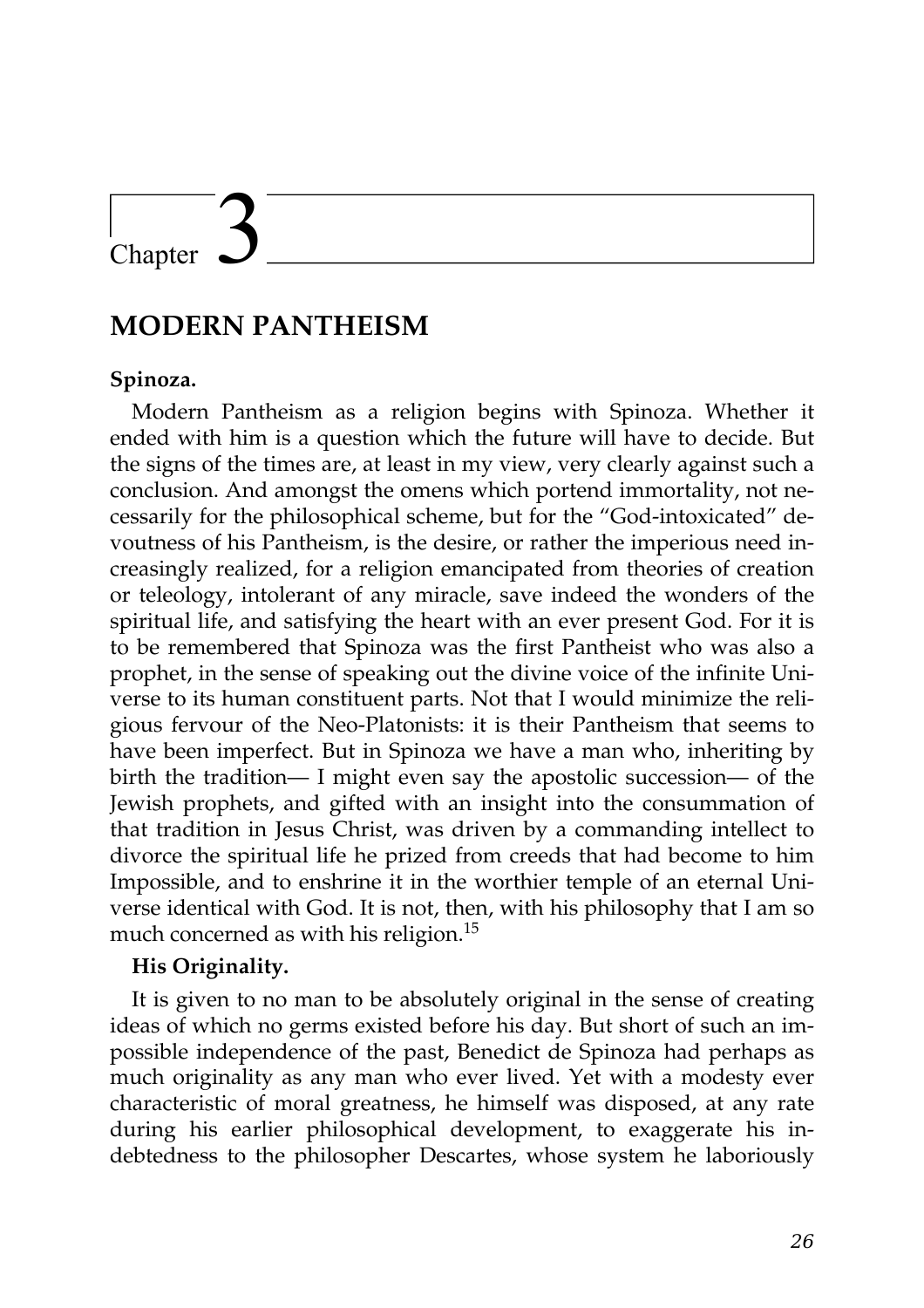# Chapter 3

## MODERN PANTHEISM

### Spinoza.

Modern Pantheism as a religion begins with Spinoza. Whether it ended with him is a question which the future will have to decide. But the signs of the times are, at least in my view, very clearly against such a conclusion. And amongst the omens which portend immortality, not necessarily for the philosophical scheme, but for the "God-intoxicated" devoutness of his Pantheism, is the desire, or rather the imperious need increasingly realized, for a religion emancipated from theories of creation or teleology, intolerant of any miracle, save indeed the wonders of the spiritual life, and satisfying the heart with an ever present God. For it is to be remembered that Spinoza was the first Pantheist who was also a prophet, in the sense of speaking out the divine voice of the infinite Universe to its human constituent parts. Not that I would minimize the religious fervour of the Neo-Platonists: it is their Pantheism that seems to have been imperfect. But in Spinoza we have a man who, inheriting by birth the tradition— I might even say the apostolic succession— of the Jewish prophets, and gifted with an insight into the consummation of that tradition in Jesus Christ, was driven by a commanding intellect to divorce the spiritual life he prized from creeds that had become to him Impossible, and to enshrine it in the worthier temple of an eternal Universe identical with God. It is not, then, with his philosophy that I am so much concerned as with his religion.[15]

### His Originality.

It is given to no man to be absolutely original in the sense of creating ideas of which no germs existed before his day. But short of such an impossible independence of the past, Benedict de Spinoza had perhaps as much originality as any man who ever lived. Yet with a modesty ever characteristic of moral greatness, he himself was disposed, at any rate during his earlier philosophical development, to exaggerate his indebtedness to the philosopher Descartes, whose system he laboriously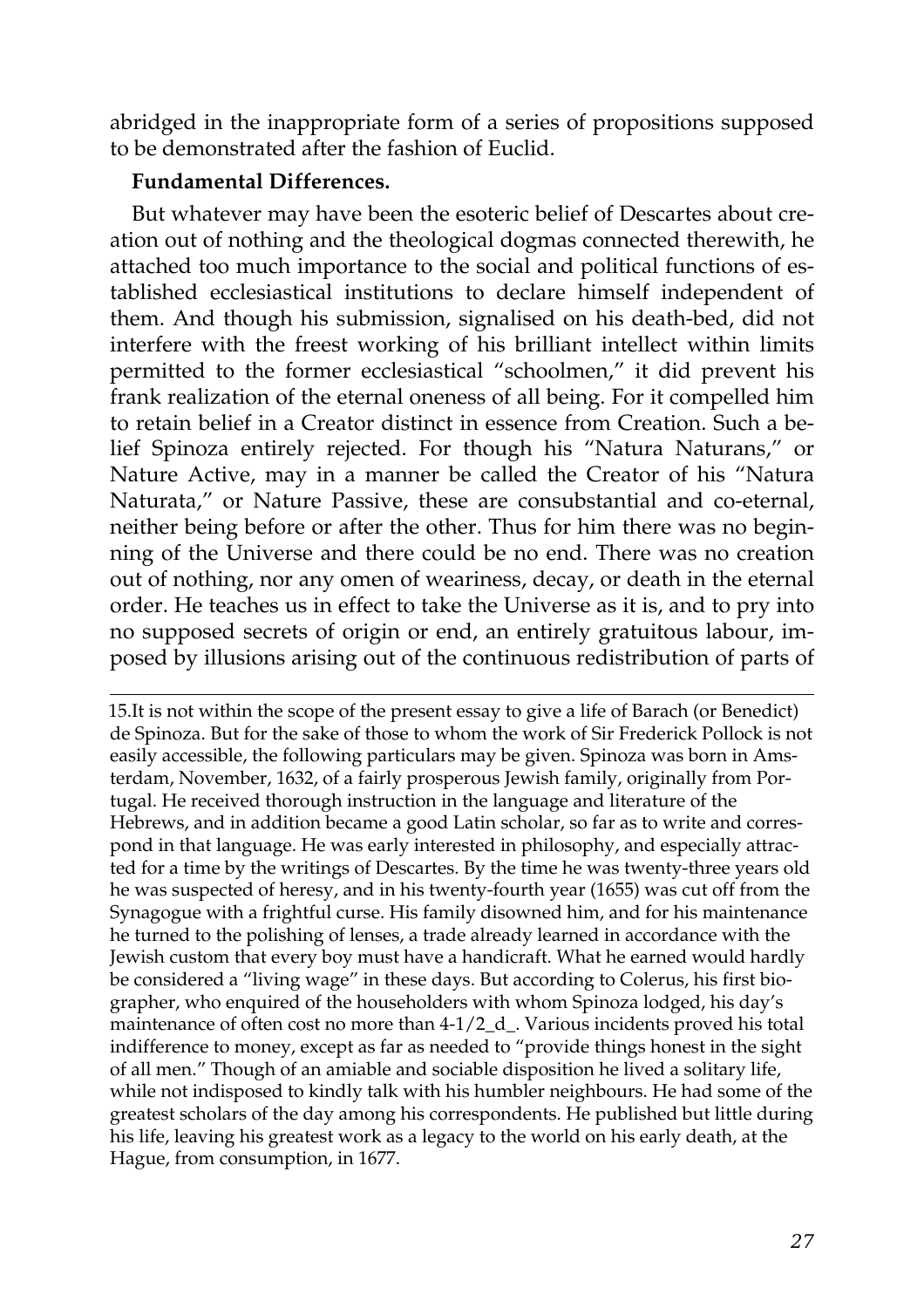abridged in the inappropriate form of a series of propositions supposed to be demonstrated after the fashion of Euclid.

**Fundamental Differences.**

But whatever may have been the esoteric belief of Descartes about creation out of nothing and the theological dogmas connected therewith, he attached too much importance to the social and political functions of established ecclesiastical institutions to declare himself independent of them. And though his submission, signalised on his death-bed, did not interfere with the freest working of his brilliant intellect within limits permitted to the former ecclesiastical "schoolmen," it did prevent his frank realization of the eternal oneness of all being. For it compelled him to retain belief in a Creator distinct in essence from Creation. Such a belief Spinoza entirely rejected. For though his "Natura Naturans," or Nature Active, may in a manner be called the Creator of his "Natura Naturata," or Nature Passive, these are consubstantial and co-eternal, neither being before or after the other. Thus for him there was no beginning of the Universe and there could be no end. There was no creation out of nothing, nor any omen of weariness, decay, or death in the eternal order. He teaches us in effect to take the Universe as it is, and to pry into no supposed secrets of origin or end, an entirely gratuitous labour, imposed by illusions arising out of the continuous redistribution of parts of

---

15.It is not within the scope of the present essay to give a life of Barach (or Benedict) de Spinoza. But for the sake of those to whom the work of Sir Frederick Pollock is not easily accessible, the following particulars may be given. Spinoza was born in Amsterdam, November, 1632, of a fairly prosperous Jewish family, originally from Portugal. He received thorough instruction in the language and literature of the Hebrews, and in addition became a good Latin scholar, so far as to write and correspond in that language. He was early interested in philosophy, and especially attracted for a time by the writings of Descartes. By the time he was twenty-three years old he was suspected of heresy, and in his twenty-fourth year (1655) was cut off from the Synagogue with a frightful curse. His family disowned him, and for his maintenance he turned to the polishing of lenses, a trade already learned in accordance with the Jewish custom that every boy must have a handicraft. What he earned would hardly be considered a "living wage" in these days. But according to Colerus, his first biographer, who enquired of the householders with whom Spinoza lodged, his day's maintenance of often cost no more than 4-1/2_d_. Various incidents proved his total indifference to money, except as far as needed to "provide things honest in the sight of all men." Though of an amiable and sociable disposition he lived a solitary life, while not indisposed to kindly talk with his humbler neighbours. He had some of the greatest scholars of the day among his correspondents. He published but little during his life, leaving his greatest work as a legacy to the world on his early death, at the Hague, from consumption, in 1677.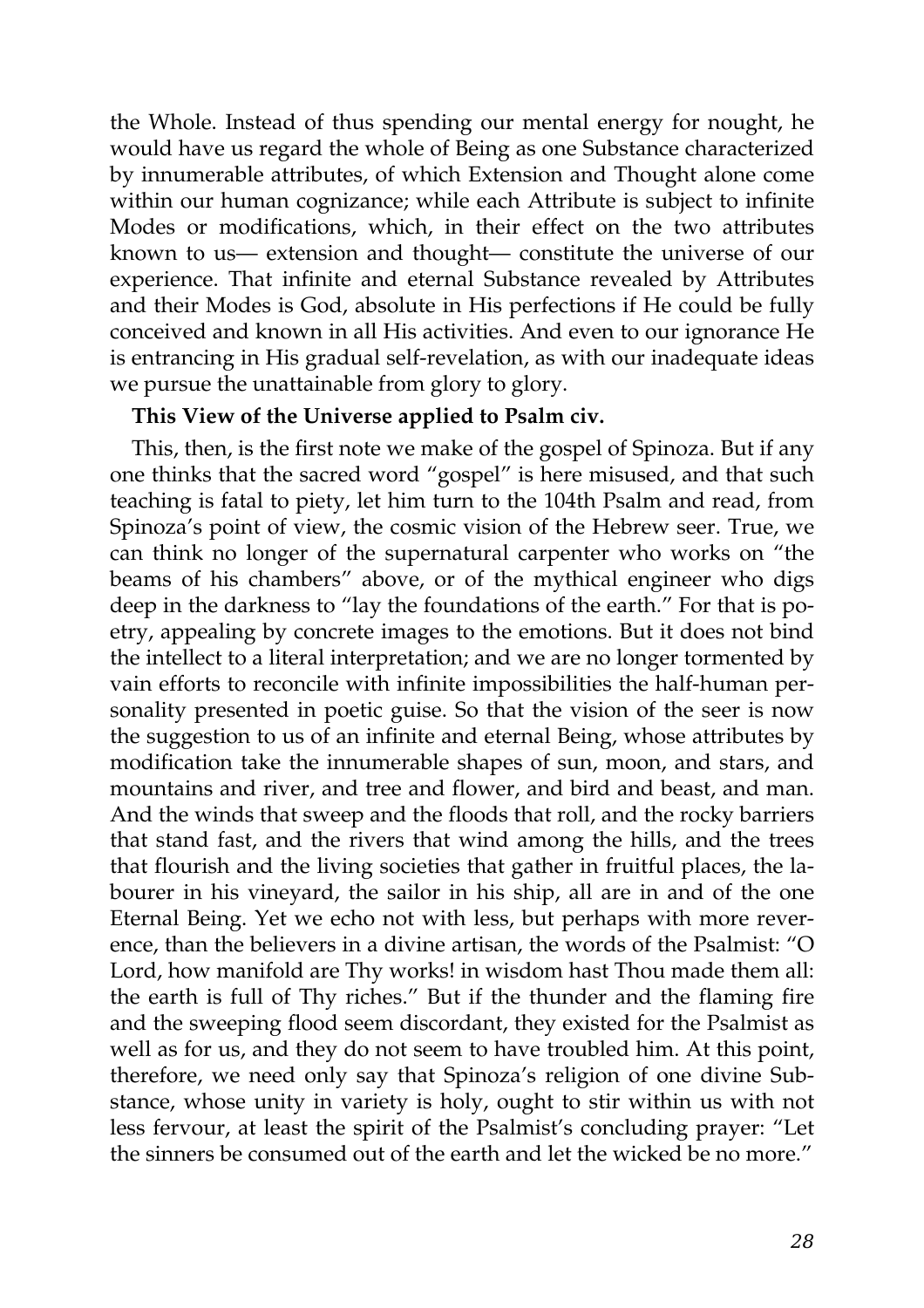the Whole. Instead of thus spending our mental energy for nought, he would have us regard the whole of Being as one Substance characterized by innumerable attributes, of which Extension and Thought alone come within our human cognizance; while each Attribute is subject to infinite Modes or modifications, which, in their effect on the two attributes known to us— extension and thought— constitute the universe of our experience. That infinite and eternal Substance revealed by Attributes and their Modes is God, absolute in His perfections if He could be fully conceived and known in all His activities. And even to our ignorance He is entrancing in His gradual self-revelation, as with our inadequate ideas we pursue the unattainable from glory to glory.

**This View of the Universe applied to Psalm civ.**

This, then, is the first note we make of the gospel of Spinoza. But if any one thinks that the sacred word "gospel" is here misused, and that such teaching is fatal to piety, let him turn to the 104th Psalm and read, from Spinoza's point of view, the cosmic vision of the Hebrew seer. True, we can think no longer of the supernatural carpenter who works on "the beams of his chambers" above, or of the mythical engineer who digs deep in the darkness to "lay the foundations of the earth." For that is poetry, appealing by concrete images to the emotions. But it does not bind the intellect to a literal interpretation; and we are no longer tormented by vain efforts to reconcile with infinite impossibilities the half-human personality presented in poetic guise. So that the vision of the seer is now the suggestion to us of an infinite and eternal Being, whose attributes by modification take the innumerable shapes of sun, moon, and stars, and mountains and river, and tree and flower, and bird and beast, and man. And the winds that sweep and the floods that roll, and the rocky barriers that stand fast, and the rivers that wind among the hills, and the trees that flourish and the living societies that gather in fruitful places, the labourer in his vineyard, the sailor in his ship, all are in and of the one Eternal Being. Yet we echo not with less, but perhaps with more reverence, than the believers in a divine artisan, the words of the Psalmist: "O Lord, how manifold are Thy works! in wisdom hast Thou made them all: the earth is full of Thy riches." But if the thunder and the flaming fire and the sweeping flood seem discordant, they existed for the Psalmist as well as for us, and they do not seem to have troubled him. At this point, therefore, we need only say that Spinoza's religion of one divine Substance, whose unity in variety is holy, ought to stir within us with not less fervour, at least the spirit of the Psalmist's concluding prayer: "Let the sinners be consumed out of the earth and let the wicked be no more."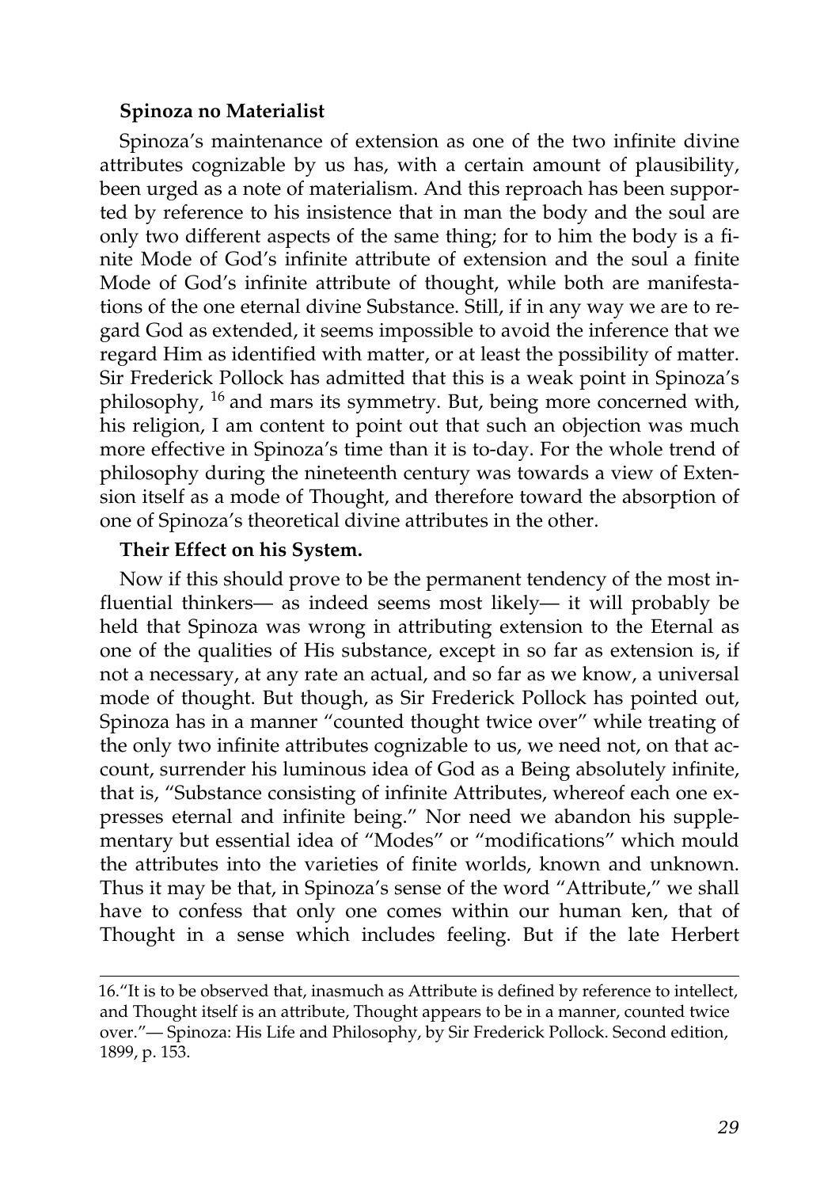**Spinoza no Materialist**

Spinoza's maintenance of extension as one of the two infinite divine attributes cognizable by us has, with a certain amount of plausibility, been urged as a note of materialism. And this reproach has been supported by reference to his insistence that in man the body and the soul are only two different aspects of the same thing; for to him the body is a finite Mode of God's infinite attribute of extension and the soul a finite Mode of God's infinite attribute of thought, while both are manifestations of the one eternal divine Substance. Still, if in any way we are to regard God as extended, it seems impossible to avoid the inference that we regard Him as identified with matter, or at least the possibility of matter. Sir Frederick Pollock has admitted that this is a weak point in Spinoza's philosophy, [16] and mars its symmetry. But, being more concerned with, his religion, I am content to point out that such an objection was much more effective in Spinoza's time than it is to-day. For the whole trend of philosophy during the nineteenth century was towards a view of Extension itself as a mode of Thought, and therefore toward the absorption of one of Spinoza's theoretical divine attributes in the other.

**Their Effect on his System.**

Now if this should prove to be the permanent tendency of the most influential thinkers— as indeed seems most likely— it will probably be held that Spinoza was wrong in attributing extension to the Eternal as one of the qualities of His substance, except in so far as extension is, if not a necessary, at any rate an actual, and so far as we know, a universal mode of thought. But though, as Sir Frederick Pollock has pointed out, Spinoza has in a manner "counted thought twice over" while treating of the only two infinite attributes cognizable to us, we need not, on that account, surrender his luminous idea of God as a Being absolutely infinite, that is, "Substance consisting of infinite Attributes, whereof each one expresses eternal and infinite being." Nor need we abandon his supplementary but essential idea of "Modes" or "modifications" which mould the attributes into the varieties of finite worlds, known and unknown. Thus it may be that, in Spinoza's sense of the word "Attribute," we shall have to confess that only one comes within our human ken, that of Thought in a sense which includes feeling. But if the late Herbert

---

16."It is to be observed that, inasmuch as Attribute is defined by reference to intellect, and Thought itself is an attribute, Thought appears to be in a manner, counted twice over."— Spinoza: His Life and Philosophy, by Sir Frederick Pollock. Second edition, 1899, p. 153.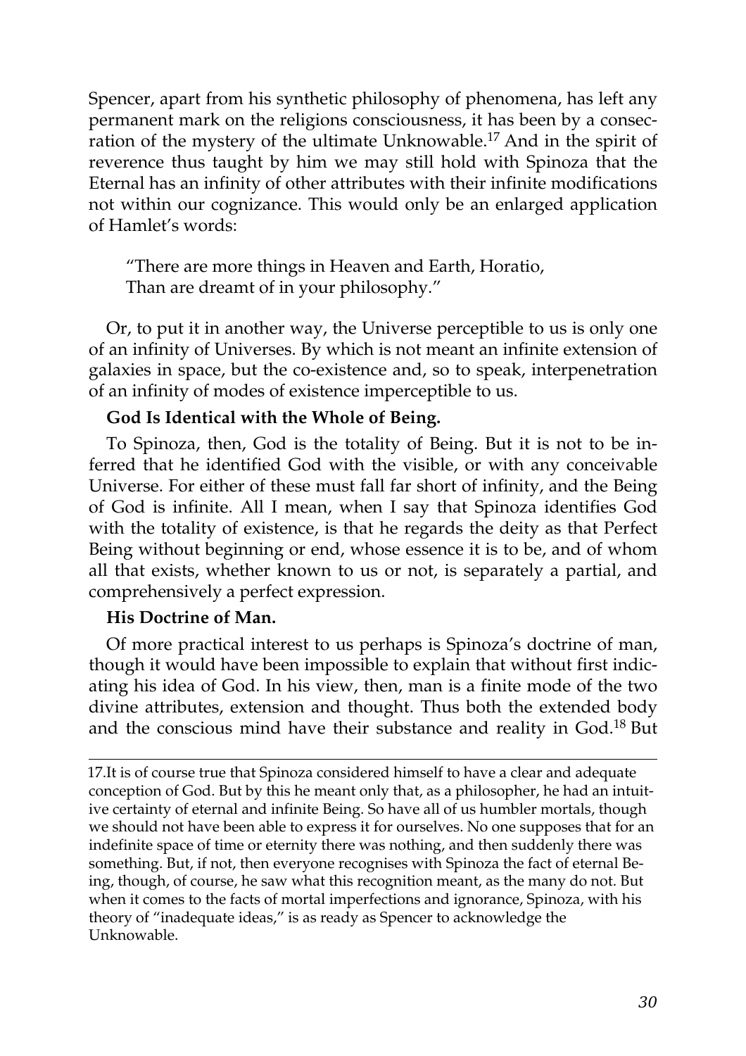Spencer, apart from his synthetic philosophy of phenomena, has left any permanent mark on the religions consciousness, it has been by a consecration of the mystery of the ultimate Unknowable.[17] And in the spirit of reverence thus taught by him we may still hold with Spinoza that the Eternal has an infinity of other attributes with their infinite modifications not within our cognizance. This would only be an enlarged application of Hamlet's words:

> "There are more things in Heaven and Earth, Horatio,
> Than are dreamt of in your philosophy."

Or, to put it in another way, the Universe perceptible to us is only one of an infinity of Universes. By which is not meant an infinite extension of galaxies in space, but the co-existence and, so to speak, interpenetration of an infinity of modes of existence imperceptible to us.

**God Is Identical with the Whole of Being.**

To Spinoza, then, God is the totality of Being. But it is not to be inferred that he identified God with the visible, or with any conceivable Universe. For either of these must fall far short of infinity, and the Being of God is infinite. All I mean, when I say that Spinoza identifies God with the totality of existence, is that he regards the deity as that Perfect Being without beginning or end, whose essence it is to be, and of whom all that exists, whether known to us or not, is separately a partial, and comprehensively a perfect expression.

**His Doctrine of Man.**

Of more practical interest to us perhaps is Spinoza's doctrine of man, though it would have been impossible to explain that without first indicating his idea of God. In his view, then, man is a finite mode of the two divine attributes, extension and thought. Thus both the extended body and the conscious mind have their substance and reality in God.[18] But

---

17. It is of course true that Spinoza considered himself to have a clear and adequate conception of God. But by this he meant only that, as a philosopher, he had an intuitive certainty of eternal and infinite Being. So have all of us humbler mortals, though we should not have been able to express it for ourselves. No one supposes that for an indefinite space of time or eternity there was nothing, and then suddenly there was something. But, if not, then everyone recognises with Spinoza the fact of eternal Being, though, of course, he saw what this recognition meant, as the many do not. But when it comes to the facts of mortal imperfections and ignorance, Spinoza, with his theory of "inadequate ideas," is as ready as Spencer to acknowledge the Unknowable.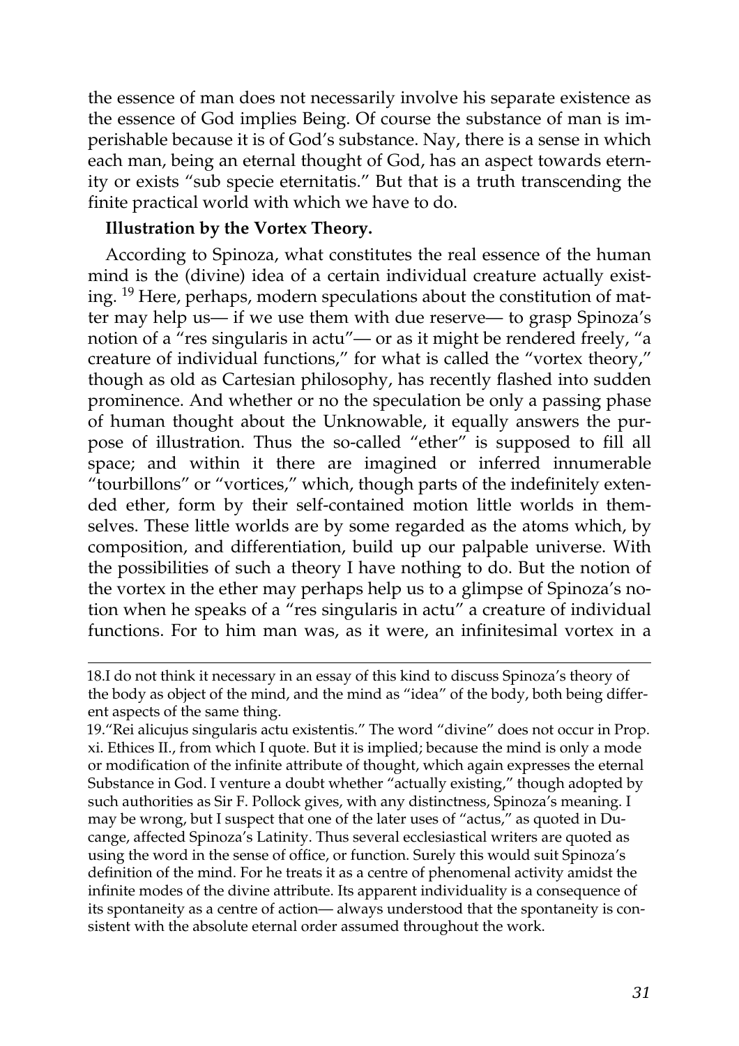the essence of man does not necessarily involve his separate existence as the essence of God implies Being. Of course the substance of man is imperishable because it is of God's substance. Nay, there is a sense in which each man, being an eternal thought of God, has an aspect towards eternity or exists "sub specie eternitatis." But that is a truth transcending the finite practical world with which we have to do.

**Illustration by the Vortex Theory.**

According to Spinoza, what constitutes the real essence of the human mind is the (divine) idea of a certain individual creature actually existing. [19] Here, perhaps, modern speculations about the constitution of matter may help us— if we use them with due reserve— to grasp Spinoza's notion of a "res singularis in actu"— or as it might be rendered freely, "a creature of individual functions," for what is called the "vortex theory," though as old as Cartesian philosophy, has recently flashed into sudden prominence. And whether or no the speculation be only a passing phase of human thought about the Unknowable, it equally answers the purpose of illustration. Thus the so-called "ether" is supposed to fill all space; and within it there are imagined or inferred innumerable "tourbillons" or "vortices," which, though parts of the indefinitely extended ether, form by their self-contained motion little worlds in themselves. These little worlds are by some regarded as the atoms which, by composition, and differentiation, build up our palpable universe. With the possibilities of such a theory I have nothing to do. But the notion of the vortex in the ether may perhaps help us to a glimpse of Spinoza's notion when he speaks of a "res singularis in actu" a creature of individual functions. For to him man was, as it were, an infinitesimal vortex in a

---

18.I do not think it necessary in an essay of this kind to discuss Spinoza's theory of the body as object of the mind, and the mind as "idea" of the body, both being different aspects of the same thing.

19."Rei alicujus singularis actu existentis." The word "divine" does not occur in Prop. xi. Ethices II., from which I quote. But it is implied; because the mind is only a mode or modification of the infinite attribute of thought, which again expresses the eternal Substance in God. I venture a doubt whether "actually existing," though adopted by such authorities as Sir F. Pollock gives, with any distinctness, Spinoza's meaning. I may be wrong, but I suspect that one of the later uses of "actus," as quoted in Ducange, affected Spinoza's Latinity. Thus several ecclesiastical writers are quoted as using the word in the sense of office, or function. Surely this would suit Spinoza's definition of the mind. For he treats it as a centre of phenomenal activity amidst the infinite modes of the divine attribute. Its apparent individuality is a consequence of its spontaneity as a centre of action— always understood that the spontaneity is consistent with the absolute eternal order assumed throughout the work.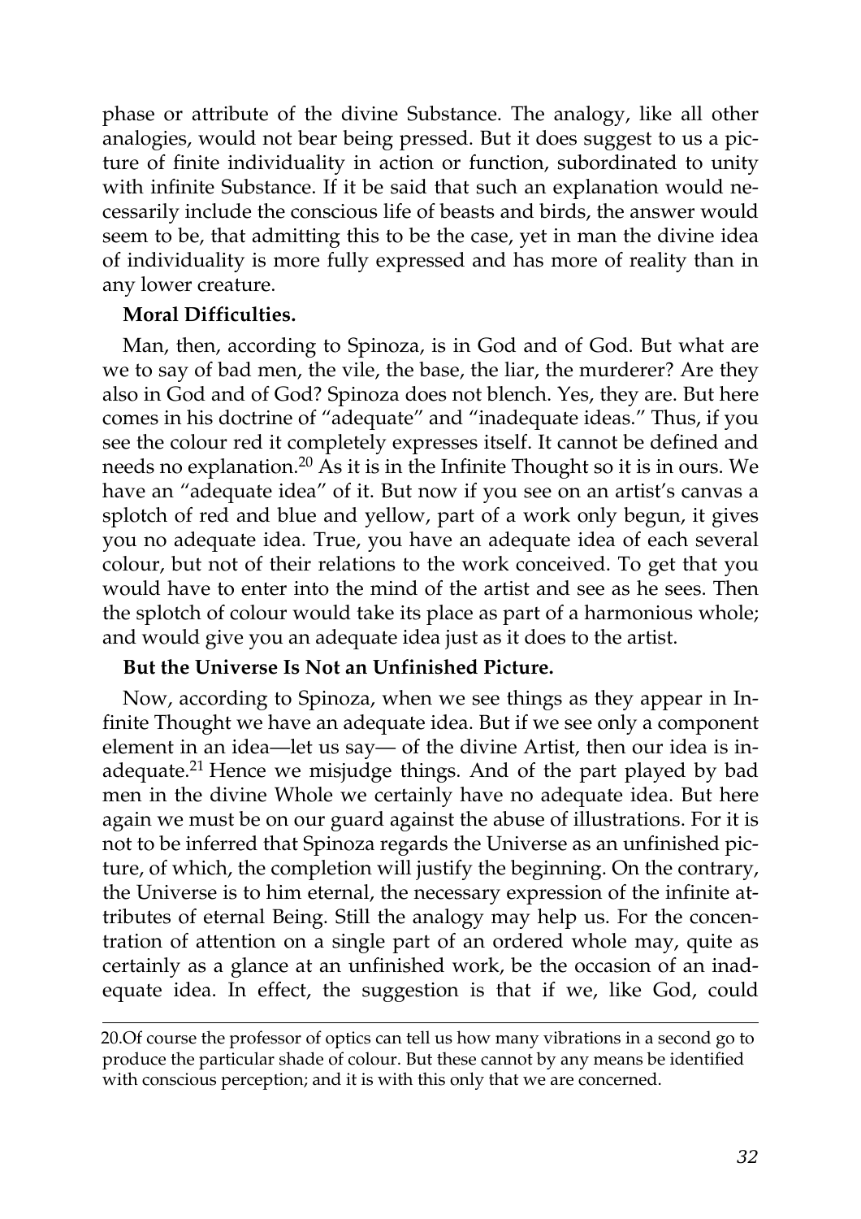phase or attribute of the divine Substance. The analogy, like all other analogies, would not bear being pressed. But it does suggest to us a picture of finite individuality in action or function, subordinated to unity with infinite Substance. If it be said that such an explanation would necessarily include the conscious life of beasts and birds, the answer would seem to be, that admitting this to be the case, yet in man the divine idea of individuality is more fully expressed and has more of reality than in any lower creature.

**Moral Difficulties.**

Man, then, according to Spinoza, is in God and of God. But what are we to say of bad men, the vile, the base, the liar, the murderer? Are they also in God and of God? Spinoza does not blench. Yes, they are. But here comes in his doctrine of "adequate" and "inadequate ideas." Thus, if you see the colour red it completely expresses itself. It cannot be defined and needs no explanation.[20] As it is in the Infinite Thought so it is in ours. We have an "adequate idea" of it. But now if you see on an artist's canvas a splotch of red and blue and yellow, part of a work only begun, it gives you no adequate idea. True, you have an adequate idea of each several colour, but not of their relations to the work conceived. To get that you would have to enter into the mind of the artist and see as he sees. Then the splotch of colour would take its place as part of a harmonious whole; and would give you an adequate idea just as it does to the artist.

**But the Universe Is Not an Unfinished Picture.**

Now, according to Spinoza, when we see things as they appear in Infinite Thought we have an adequate idea. But if we see only a component element in an idea—let us say— of the divine Artist, then our idea is inadequate.[21] Hence we misjudge things. And of the part played by bad men in the divine Whole we certainly have no adequate idea. But here again we must be on our guard against the abuse of illustrations. For it is not to be inferred that Spinoza regards the Universe as an unfinished picture, of which, the completion will justify the beginning. On the contrary, the Universe is to him eternal, the necessary expression of the infinite attributes of eternal Being. Still the analogy may help us. For the concentration of attention on a single part of an ordered whole may, quite as certainly as a glance at an unfinished work, be the occasion of an inadequate idea. In effect, the suggestion is that if we, like God, could

20.Of course the professor of optics can tell us how many vibrations in a second go to produce the particular shade of colour. But these cannot by any means be identified with conscious perception; and it is with this only that we are concerned.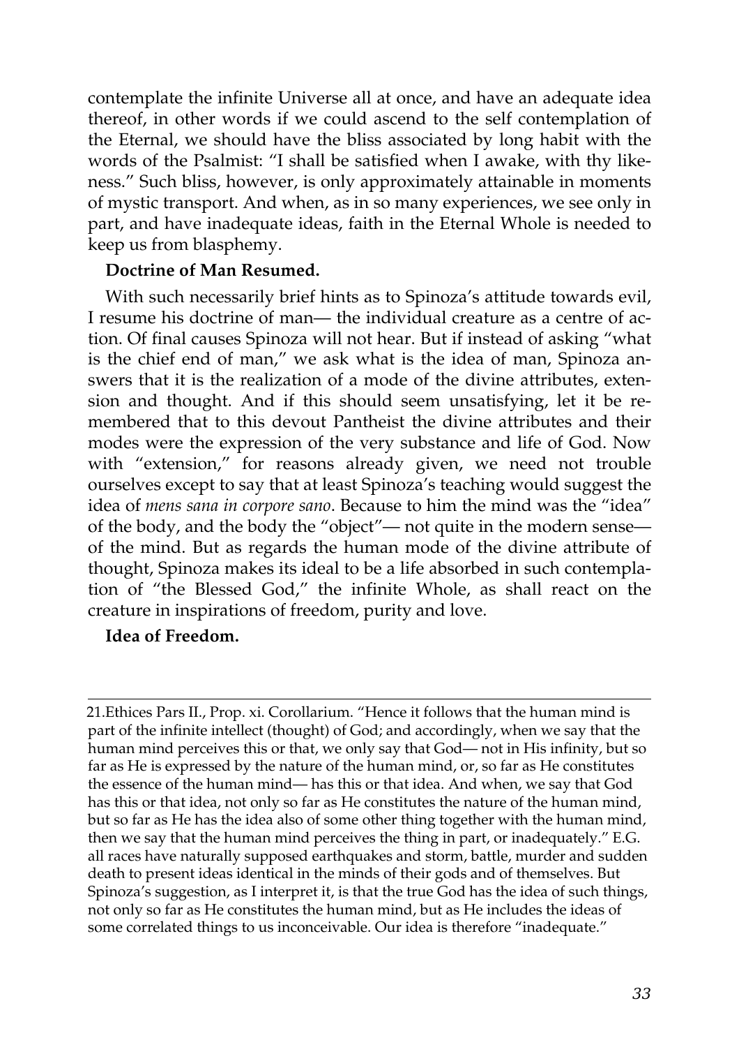contemplate the infinite Universe all at once, and have an adequate idea thereof, in other words if we could ascend to the self contemplation of the Eternal, we should have the bliss associated by long habit with the words of the Psalmist: "I shall be satisfied when I awake, with thy likeness." Such bliss, however, is only approximately attainable in moments of mystic transport. And when, as in so many experiences, we see only in part, and have inadequate ideas, faith in the Eternal Whole is needed to keep us from blasphemy.

**Doctrine of Man Resumed.**

With such necessarily brief hints as to Spinoza's attitude towards evil, I resume his doctrine of man— the individual creature as a centre of action. Of final causes Spinoza will not hear. But if instead of asking "what is the chief end of man," we ask what is the idea of man, Spinoza answers that it is the realization of a mode of the divine attributes, extension and thought. And if this should seem unsatisfying, let it be remembered that to this devout Pantheist the divine attributes and their modes were the expression of the very substance and life of God. Now with "extension," for reasons already given, we need not trouble ourselves except to say that at least Spinoza's teaching would suggest the idea of *mens sana in corpore sano*. Because to him the mind was the "idea" of the body, and the body the "object"— not quite in the modern sense— of the mind. But as regards the human mode of the divine attribute of thought, Spinoza makes its ideal to be a life absorbed in such contemplation of "the Blessed God," the infinite Whole, as shall react on the creature in inspirations of freedom, purity and love.

**Idea of Freedom.**

---

21.Ethices Pars II., Prop. xi. Corollarium. "Hence it follows that the human mind is part of the infinite intellect (thought) of God; and accordingly, when we say that the human mind perceives this or that, we only say that God— not in His infinity, but so far as He is expressed by the nature of the human mind, or, so far as He constitutes the essence of the human mind— has this or that idea. And when, we say that God has this or that idea, not only so far as He constitutes the nature of the human mind, but so far as He has the idea also of some other thing together with the human mind, then we say that the human mind perceives the thing in part, or inadequately." E.G. all races have naturally supposed earthquakes and storm, battle, murder and sudden death to present ideas identical in the minds of their gods and of themselves. But Spinoza's suggestion, as I interpret it, is that the true God has the idea of such things, not only so far as He constitutes the human mind, but as He includes the ideas of some correlated things to us inconceivable. Our idea is therefore "inadequate."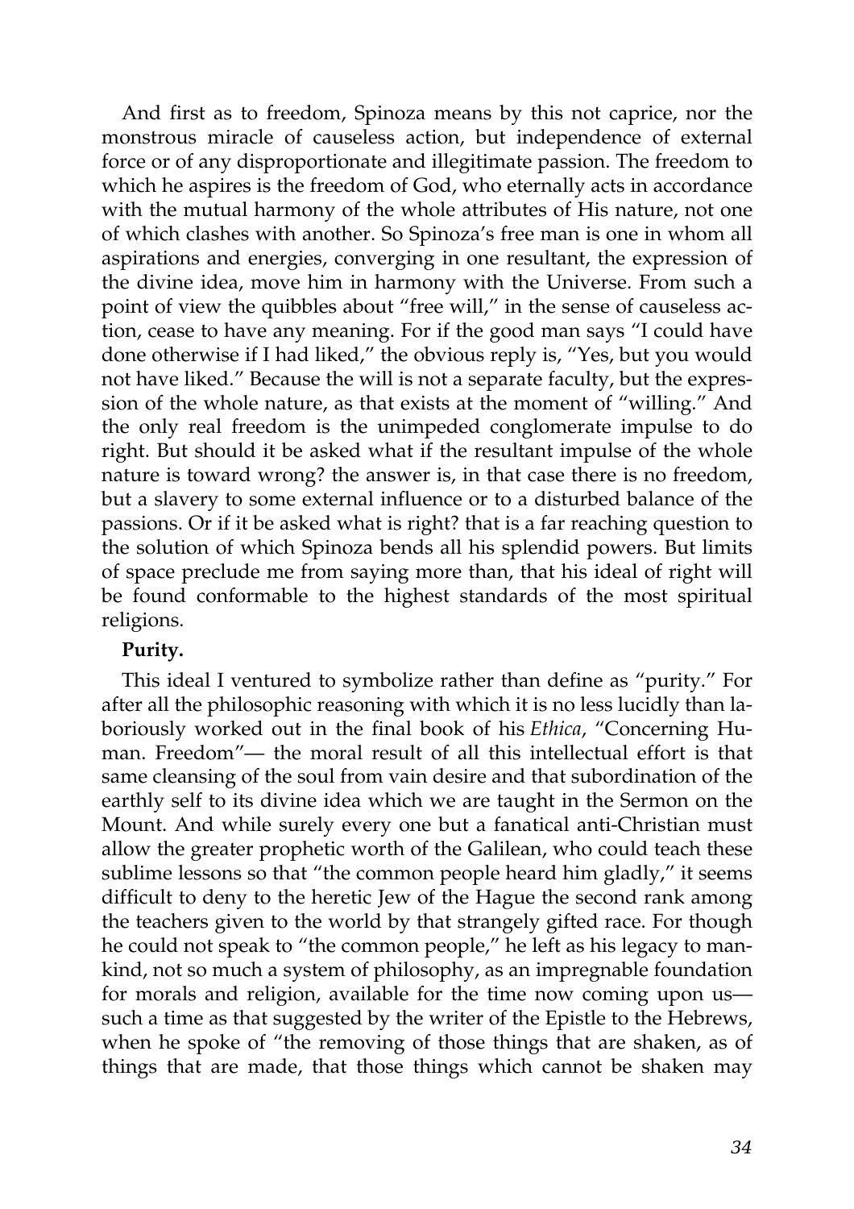And first as to freedom, Spinoza means by this not caprice, nor the monstrous miracle of causeless action, but independence of external force or of any disproportionate and illegitimate passion. The freedom to which he aspires is the freedom of God, who eternally acts in accordance with the mutual harmony of the whole attributes of His nature, not one of which clashes with another. So Spinoza's free man is one in whom all aspirations and energies, converging in one resultant, the expression of the divine idea, move him in harmony with the Universe. From such a point of view the quibbles about "free will," in the sense of causeless action, cease to have any meaning. For if the good man says "I could have done otherwise if I had liked," the obvious reply is, "Yes, but you would not have liked." Because the will is not a separate faculty, but the expression of the whole nature, as that exists at the moment of "willing." And the only real freedom is the unimpeded conglomerate impulse to do right. But should it be asked what if the resultant impulse of the whole nature is toward wrong? the answer is, in that case there is no freedom, but a slavery to some external influence or to a disturbed balance of the passions. Or if it be asked what is right? that is a far reaching question to the solution of which Spinoza bends all his splendid powers. But limits of space preclude me from saying more than, that his ideal of right will be found conformable to the highest standards of the most spiritual religions.

**Purity.**

This ideal I ventured to symbolize rather than define as "purity." For after all the philosophic reasoning with which it is no less lucidly than laboriously worked out in the final book of his *Ethica*, "Concerning Human. Freedom"— the moral result of all this intellectual effort is that same cleansing of the soul from vain desire and that subordination of the earthly self to its divine idea which we are taught in the Sermon on the Mount. And while surely every one but a fanatical anti-Christian must allow the greater prophetic worth of the Galilean, who could teach these sublime lessons so that "the common people heard him gladly," it seems difficult to deny to the heretic Jew of the Hague the second rank among the teachers given to the world by that strangely gifted race. For though he could not speak to "the common people," he left as his legacy to mankind, not so much a system of philosophy, as an impregnable foundation for morals and religion, available for the time now coming upon us— such a time as that suggested by the writer of the Epistle to the Hebrews, when he spoke of "the removing of those things that are shaken, as of things that are made, that those things which cannot be shaken may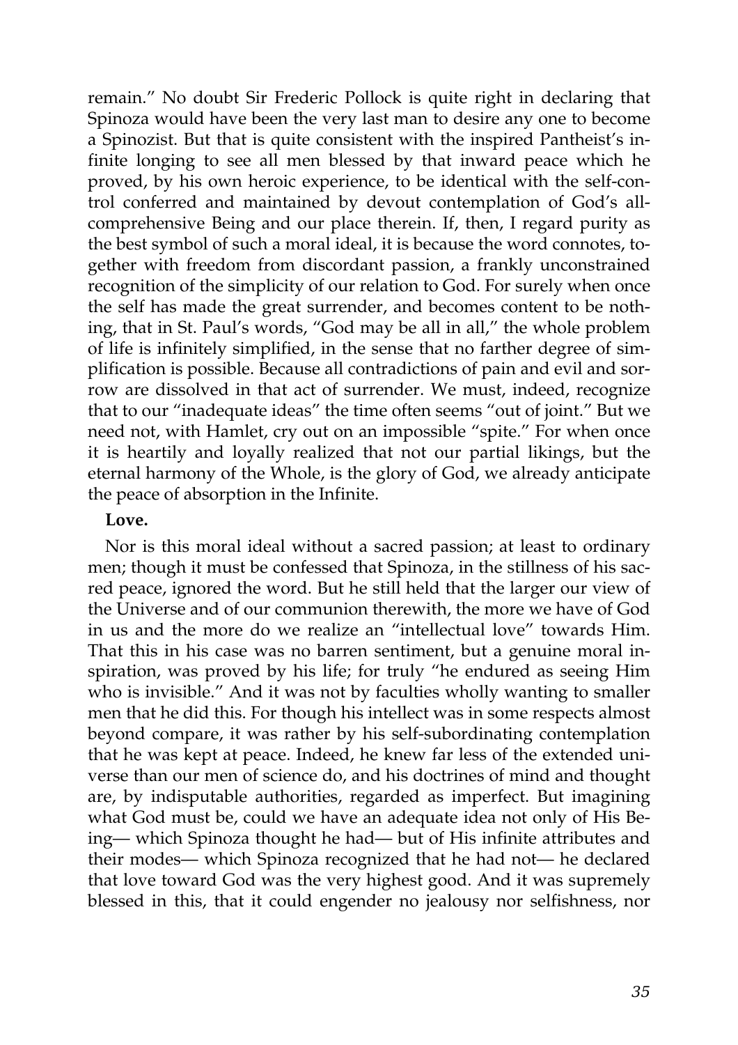remain." No doubt Sir Frederic Pollock is quite right in declaring that Spinoza would have been the very last man to desire any one to become a Spinozist. But that is quite consistent with the inspired Pantheist's infinite longing to see all men blessed by that inward peace which he proved, by his own heroic experience, to be identical with the self-control conferred and maintained by devout contemplation of God's all-comprehensive Being and our place therein. If, then, I regard purity as the best symbol of such a moral ideal, it is because the word connotes, together with freedom from discordant passion, a frankly unconstrained recognition of the simplicity of our relation to God. For surely when once the self has made the great surrender, and becomes content to be nothing, that in St. Paul's words, "God may be all in all," the whole problem of life is infinitely simplified, in the sense that no farther degree of simplification is possible. Because all contradictions of pain and evil and sorrow are dissolved in that act of surrender. We must, indeed, recognize that to our "inadequate ideas" the time often seems "out of joint." But we need not, with Hamlet, cry out on an impossible "spite." For when once it is heartily and loyally realized that not our partial likings, but the eternal harmony of the Whole, is the glory of God, we already anticipate the peace of absorption in the Infinite.

**Love.**

Nor is this moral ideal without a sacred passion; at least to ordinary men; though it must be confessed that Spinoza, in the stillness of his sacred peace, ignored the word. But he still held that the larger our view of the Universe and of our communion therewith, the more we have of God in us and the more do we realize an "intellectual love" towards Him. That this in his case was no barren sentiment, but a genuine moral inspiration, was proved by his life; for truly "he endured as seeing Him who is invisible." And it was not by faculties wholly wanting to smaller men that he did this. For though his intellect was in some respects almost beyond compare, it was rather by his self-subordinating contemplation that he was kept at peace. Indeed, he knew far less of the extended universe than our men of science do, and his doctrines of mind and thought are, by indisputable authorities, regarded as imperfect. But imagining what God must be, could we have an adequate idea not only of His Being— which Spinoza thought he had— but of His infinite attributes and their modes— which Spinoza recognized that he had not— he declared that love toward God was the very highest good. And it was supremely blessed in this, that it could engender no jealousy nor selfishness, nor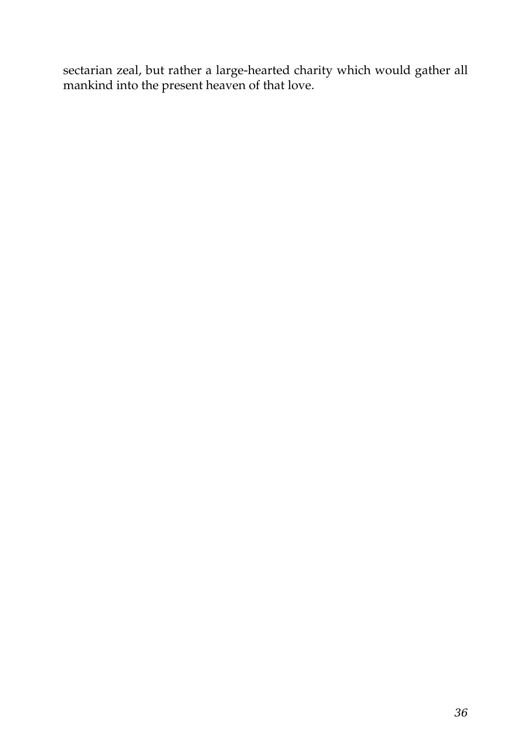sectarian zeal, but rather a large-hearted charity which would gather all mankind into the present heaven of that love.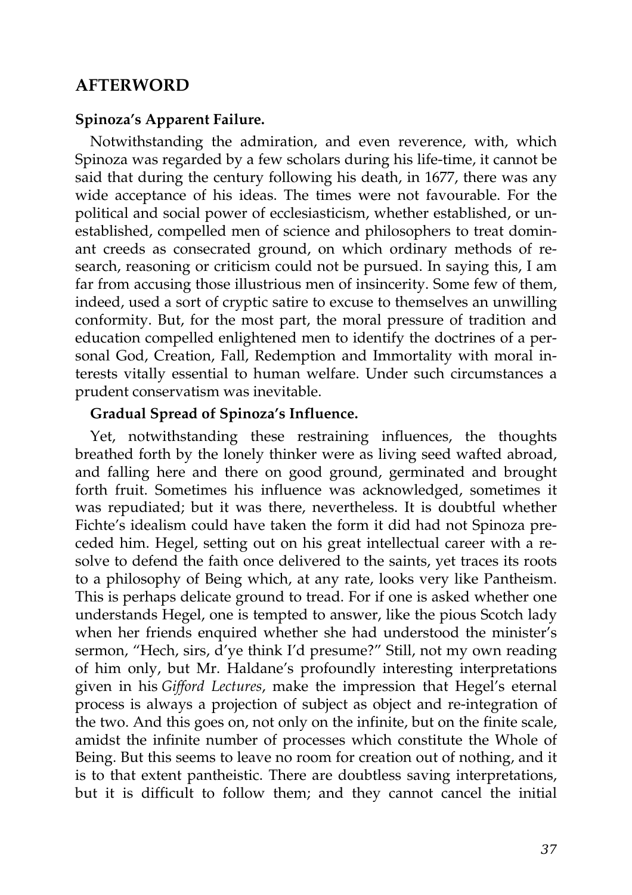## AFTERWORD

**Spinoza's Apparent Failure.**

Notwithstanding the admiration, and even reverence, with, which Spinoza was regarded by a few scholars during his life-time, it cannot be said that during the century following his death, in 1677, there was any wide acceptance of his ideas. The times were not favourable. For the political and social power of ecclesiasticism, whether established, or unestablished, compelled men of science and philosophers to treat dominant creeds as consecrated ground, on which ordinary methods of research, reasoning or criticism could not be pursued. In saying this, I am far from accusing those illustrious men of insincerity. Some few of them, indeed, used a sort of cryptic satire to excuse to themselves an unwilling conformity. But, for the most part, the moral pressure of tradition and education compelled enlightened men to identify the doctrines of a personal God, Creation, Fall, Redemption and Immortality with moral interests vitally essential to human welfare. Under such circumstances a prudent conservatism was inevitable.

**Gradual Spread of Spinoza's Influence.**

Yet, notwithstanding these restraining influences, the thoughts breathed forth by the lonely thinker were as living seed wafted abroad, and falling here and there on good ground, germinated and brought forth fruit. Sometimes his influence was acknowledged, sometimes it was repudiated; but it was there, nevertheless. It is doubtful whether Fichte's idealism could have taken the form it did had not Spinoza preceded him. Hegel, setting out on his great intellectual career with a resolve to defend the faith once delivered to the saints, yet traces its roots to a philosophy of Being which, at any rate, looks very like Pantheism. This is perhaps delicate ground to tread. For if one is asked whether one understands Hegel, one is tempted to answer, like the pious Scotch lady when her friends enquired whether she had understood the minister's sermon, "Hech, sirs, d'ye think I'd presume?" Still, not my own reading of him only, but Mr. Haldane's profoundly interesting interpretations given in his *Gifford Lectures*, make the impression that Hegel's eternal process is always a projection of subject as object and re-integration of the two. And this goes on, not only on the infinite, but on the finite scale, amidst the infinite number of processes which constitute the Whole of Being. But this seems to leave no room for creation out of nothing, and it is to that extent pantheistic. There are doubtless saving interpretations, but it is difficult to follow them; and they cannot cancel the initial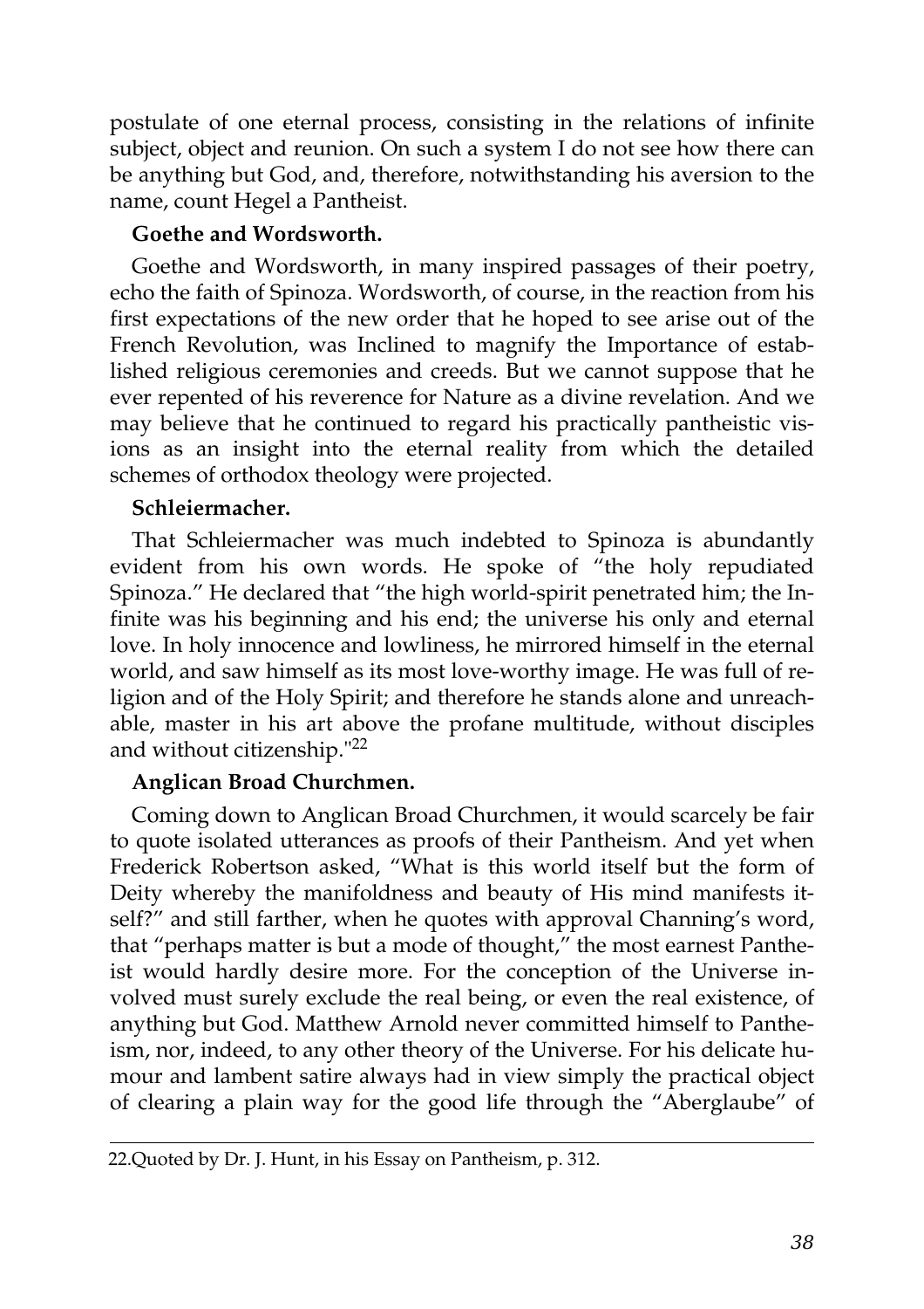postulate of one eternal process, consisting in the relations of infinite subject, object and reunion. On such a system I do not see how there can be anything but God, and, therefore, notwithstanding his aversion to the name, count Hegel a Pantheist.

**Goethe and Wordsworth.**

Goethe and Wordsworth, in many inspired passages of their poetry, echo the faith of Spinoza. Wordsworth, of course, in the reaction from his first expectations of the new order that he hoped to see arise out of the French Revolution, was Inclined to magnify the Importance of established religious ceremonies and creeds. But we cannot suppose that he ever repented of his reverence for Nature as a divine revelation. And we may believe that he continued to regard his practically pantheistic visions as an insight into the eternal reality from which the detailed schemes of orthodox theology were projected.

**Schleiermacher.**

That Schleiermacher was much indebted to Spinoza is abundantly evident from his own words. He spoke of "the holy repudiated Spinoza." He declared that "the high world-spirit penetrated him; the Infinite was his beginning and his end; the universe his only and eternal love. In holy innocence and lowliness, he mirrored himself in the eternal world, and saw himself as its most love-worthy image. He was full of religion and of the Holy Spirit; and therefore he stands alone and unreachable, master in his art above the profane multitude, without disciples and without citizenship."[22]

**Anglican Broad Churchmen.**

Coming down to Anglican Broad Churchmen, it would scarcely be fair to quote isolated utterances as proofs of their Pantheism. And yet when Frederick Robertson asked, "What is this world itself but the form of Deity whereby the manifoldness and beauty of His mind manifests itself?" and still farther, when he quotes with approval Channing's word, that "perhaps matter is but a mode of thought," the most earnest Pantheist would hardly desire more. For the conception of the Universe involved must surely exclude the real being, or even the real existence, of anything but God. Matthew Arnold never committed himself to Pantheism, nor, indeed, to any other theory of the Universe. For his delicate humour and lambent satire always had in view simply the practical object of clearing a plain way for the good life through the "Aberglaube" of

22.Quoted by Dr. J. Hunt, in his Essay on Pantheism, p. 312.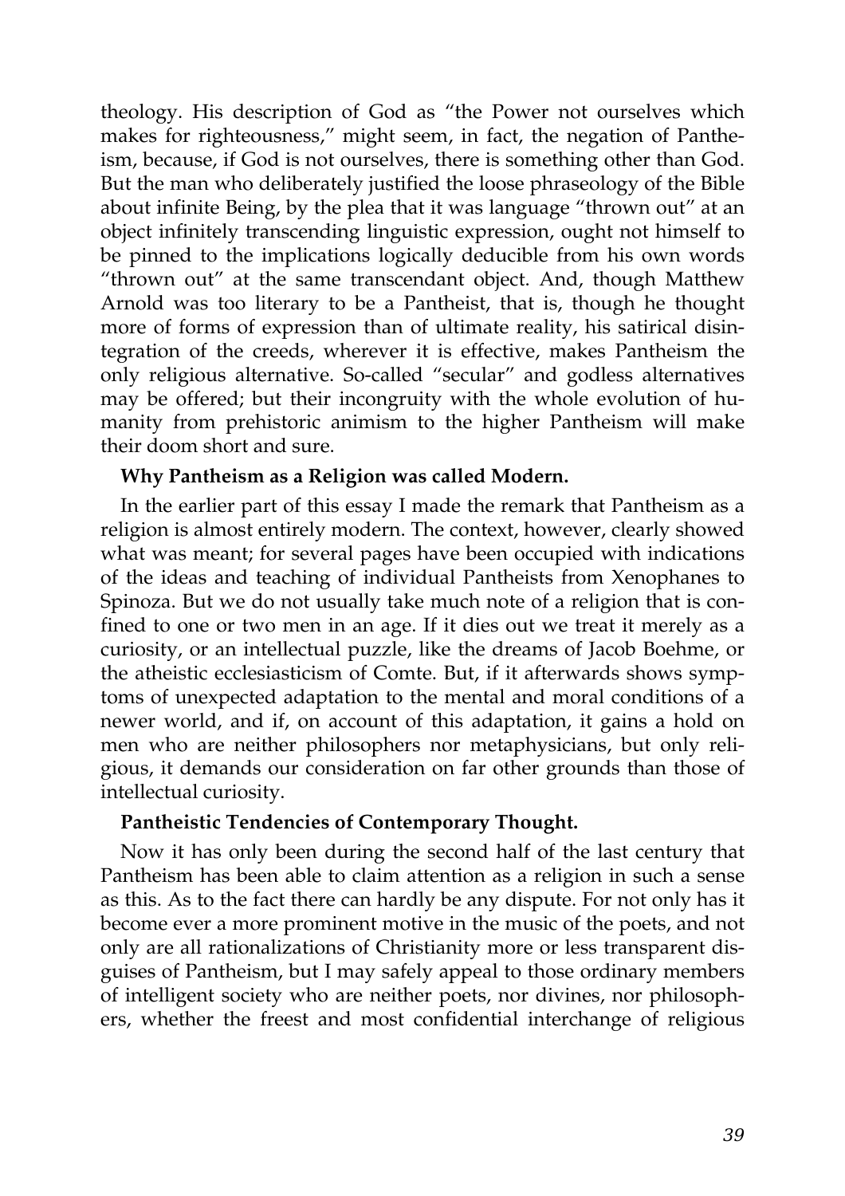theology. His description of God as "the Power not ourselves which makes for righteousness," might seem, in fact, the negation of Pantheism, because, if God is not ourselves, there is something other than God. But the man who deliberately justified the loose phraseology of the Bible about infinite Being, by the plea that it was language "thrown out" at an object infinitely transcending linguistic expression, ought not himself to be pinned to the implications logically deducible from his own words "thrown out" at the same transcendant object. And, though Matthew Arnold was too literary to be a Pantheist, that is, though he thought more of forms of expression than of ultimate reality, his satirical disintegration of the creeds, wherever it is effective, makes Pantheism the only religious alternative. So-called "secular" and godless alternatives may be offered; but their incongruity with the whole evolution of humanity from prehistoric animism to the higher Pantheism will make their doom short and sure.

**Why Pantheism as a Religion was called Modern.**

In the earlier part of this essay I made the remark that Pantheism as a religion is almost entirely modern. The context, however, clearly showed what was meant; for several pages have been occupied with indications of the ideas and teaching of individual Pantheists from Xenophanes to Spinoza. But we do not usually take much note of a religion that is confined to one or two men in an age. If it dies out we treat it merely as a curiosity, or an intellectual puzzle, like the dreams of Jacob Boehme, or the atheistic ecclesiasticism of Comte. But, if it afterwards shows symptoms of unexpected adaptation to the mental and moral conditions of a newer world, and if, on account of this adaptation, it gains a hold on men who are neither philosophers nor metaphysicians, but only religious, it demands our consideration on far other grounds than those of intellectual curiosity.

**Pantheistic Tendencies of Contemporary Thought.**

Now it has only been during the second half of the last century that Pantheism has been able to claim attention as a religion in such a sense as this. As to the fact there can hardly be any dispute. For not only has it become ever a more prominent motive in the music of the poets, and not only are all rationalizations of Christianity more or less transparent disguises of Pantheism, but I may safely appeal to those ordinary members of intelligent society who are neither poets, nor divines, nor philosophers, whether the freest and most confidential interchange of religious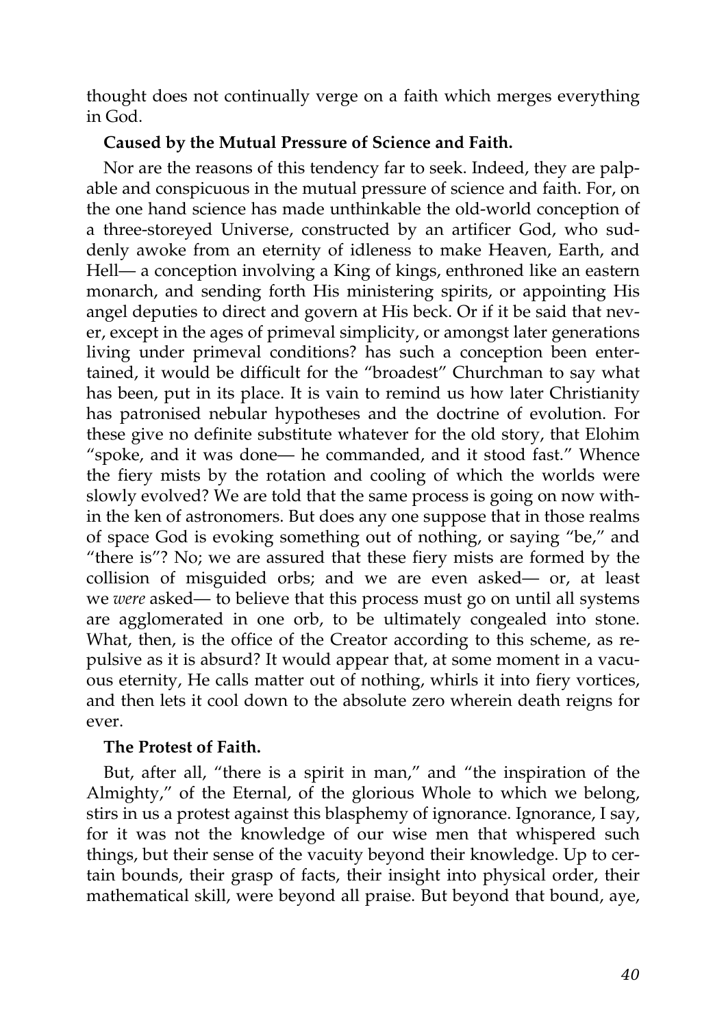thought does not continually verge on a faith which merges everything in God.

**Caused by the Mutual Pressure of Science and Faith.**

Nor are the reasons of this tendency far to seek. Indeed, they are palpable and conspicuous in the mutual pressure of science and faith. For, on the one hand science has made unthinkable the old-world conception of a three-storeyed Universe, constructed by an artificer God, who suddenly awoke from an eternity of idleness to make Heaven, Earth, and Hell— a conception involving a King of kings, enthroned like an eastern monarch, and sending forth His ministering spirits, or appointing His angel deputies to direct and govern at His beck. Or if it be said that never, except in the ages of primeval simplicity, or amongst later generations living under primeval conditions? has such a conception been entertained, it would be difficult for the "broadest" Churchman to say what has been, put in its place. It is vain to remind us how later Christianity has patronised nebular hypotheses and the doctrine of evolution. For these give no definite substitute whatever for the old story, that Elohim "spoke, and it was done— he commanded, and it stood fast." Whence the fiery mists by the rotation and cooling of which the worlds were slowly evolved? We are told that the same process is going on now within the ken of astronomers. But does any one suppose that in those realms of space God is evoking something out of nothing, or saying "be," and "there is"? No; we are assured that these fiery mists are formed by the collision of misguided orbs; and we are even asked— or, at least we *were* asked— to believe that this process must go on until all systems are agglomerated in one orb, to be ultimately congealed into stone. What, then, is the office of the Creator according to this scheme, as repulsive as it is absurd? It would appear that, at some moment in a vacuous eternity, He calls matter out of nothing, whirls it into fiery vortices, and then lets it cool down to the absolute zero wherein death reigns for ever.

**The Protest of Faith.**

But, after all, "there is a spirit in man," and "the inspiration of the Almighty," of the Eternal, of the glorious Whole to which we belong, stirs in us a protest against this blasphemy of ignorance. Ignorance, I say, for it was not the knowledge of our wise men that whispered such things, but their sense of the vacuity beyond their knowledge. Up to certain bounds, their grasp of facts, their insight into physical order, their mathematical skill, were beyond all praise. But beyond that bound, aye,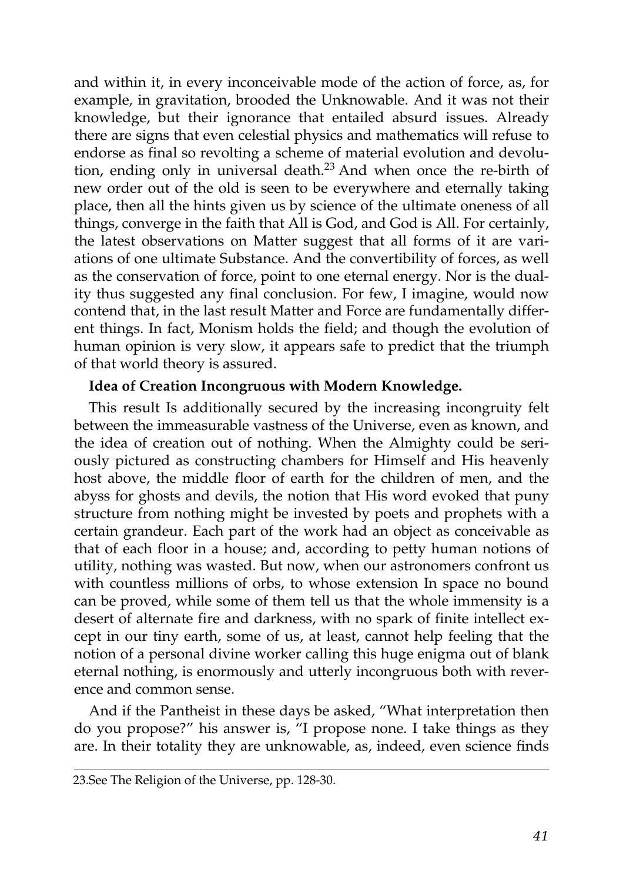and within it, in every inconceivable mode of the action of force, as, for example, in gravitation, brooded the Unknowable. And it was not their knowledge, but their ignorance that entailed absurd issues. Already there are signs that even celestial physics and mathematics will refuse to endorse as final so revolting a scheme of material evolution and devolution, ending only in universal death.[23] And when once the re-birth of new order out of the old is seen to be everywhere and eternally taking place, then all the hints given us by science of the ultimate oneness of all things, converge in the faith that All is God, and God is All. For certainly, the latest observations on Matter suggest that all forms of it are variations of one ultimate Substance. And the convertibility of forces, as well as the conservation of force, point to one eternal energy. Nor is the duality thus suggested any final conclusion. For few, I imagine, would now contend that, in the last result Matter and Force are fundamentally different things. In fact, Monism holds the field; and though the evolution of human opinion is very slow, it appears safe to predict that the triumph of that world theory is assured.

**Idea of Creation Incongruous with Modern Knowledge.**

This result Is additionally secured by the increasing incongruity felt between the immeasurable vastness of the Universe, even as known, and the idea of creation out of nothing. When the Almighty could be seriously pictured as constructing chambers for Himself and His heavenly host above, the middle floor of earth for the children of men, and the abyss for ghosts and devils, the notion that His word evoked that puny structure from nothing might be invested by poets and prophets with a certain grandeur. Each part of the work had an object as conceivable as that of each floor in a house; and, according to petty human notions of utility, nothing was wasted. But now, when our astronomers confront us with countless millions of orbs, to whose extension In space no bound can be proved, while some of them tell us that the whole immensity is a desert of alternate fire and darkness, with no spark of finite intellect except in our tiny earth, some of us, at least, cannot help feeling that the notion of a personal divine worker calling this huge enigma out of blank eternal nothing, is enormously and utterly incongruous both with reverence and common sense.

And if the Pantheist in these days be asked, "What interpretation then do you propose?" his answer is, "I propose none. I take things as they are. In their totality they are unknowable, as, indeed, even science finds

---

23. See The Religion of the Universe, pp. 128-30.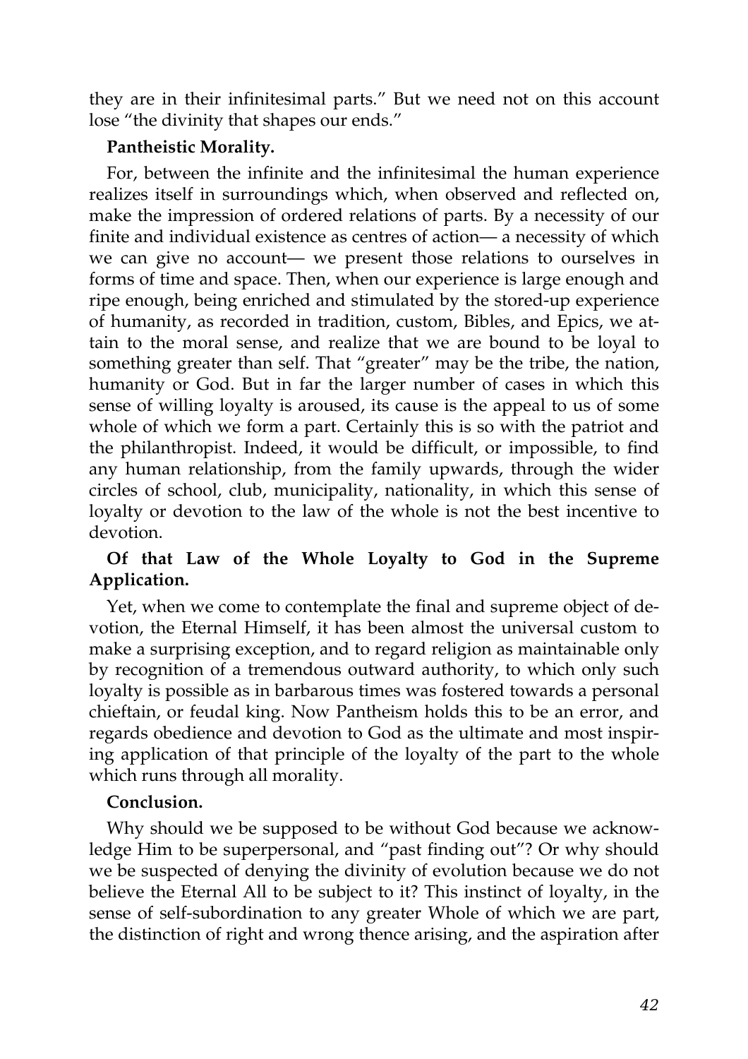they are in their infinitesimal parts." But we need not on this account lose "the divinity that shapes our ends."

**Pantheistic Morality.**

For, between the infinite and the infinitesimal the human experience realizes itself in surroundings which, when observed and reflected on, make the impression of ordered relations of parts. By a necessity of our finite and individual existence as centres of action— a necessity of which we can give no account— we present those relations to ourselves in forms of time and space. Then, when our experience is large enough and ripe enough, being enriched and stimulated by the stored-up experience of humanity, as recorded in tradition, custom, Bibles, and Epics, we attain to the moral sense, and realize that we are bound to be loyal to something greater than self. That "greater" may be the tribe, the nation, humanity or God. But in far the larger number of cases in which this sense of willing loyalty is aroused, its cause is the appeal to us of some whole of which we form a part. Certainly this is so with the patriot and the philanthropist. Indeed, it would be difficult, or impossible, to find any human relationship, from the family upwards, through the wider circles of school, club, municipality, nationality, in which this sense of loyalty or devotion to the law of the whole is not the best incentive to devotion.

**Of that Law of the Whole Loyalty to God in the Supreme Application.**

Yet, when we come to contemplate the final and supreme object of devotion, the Eternal Himself, it has been almost the universal custom to make a surprising exception, and to regard religion as maintainable only by recognition of a tremendous outward authority, to which only such loyalty is possible as in barbarous times was fostered towards a personal chieftain, or feudal king. Now Pantheism holds this to be an error, and regards obedience and devotion to God as the ultimate and most inspiring application of that principle of the loyalty of the part to the whole which runs through all morality.

**Conclusion.**

Why should we be supposed to be without God because we acknowledge Him to be superpersonal, and "past finding out"? Or why should we be suspected of denying the divinity of evolution because we do not believe the Eternal All to be subject to it? This instinct of loyalty, in the sense of self-subordination to any greater Whole of which we are part, the distinction of right and wrong thence arising, and the aspiration after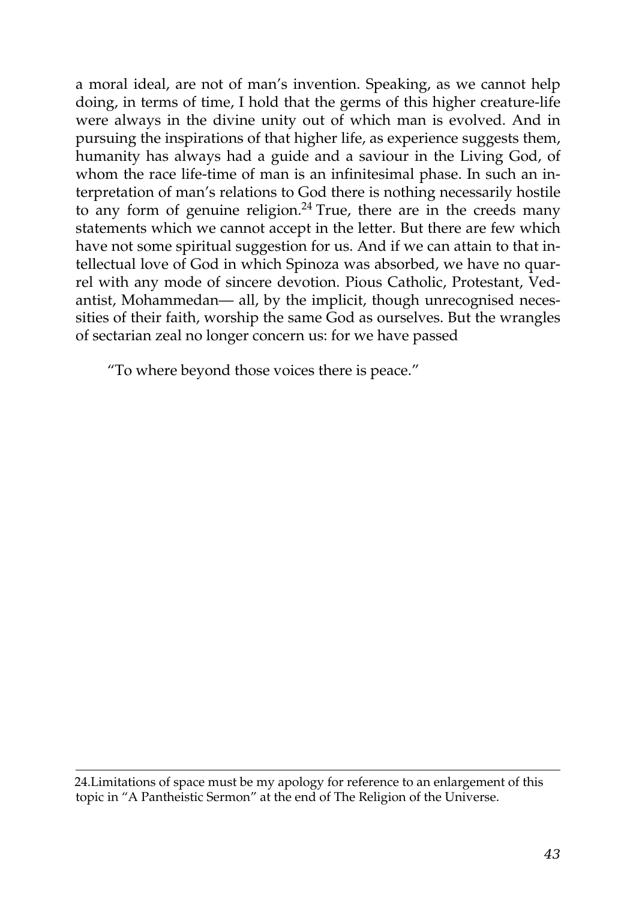a moral ideal, are not of man's invention. Speaking, as we cannot help doing, in terms of time, I hold that the germs of this higher creature-life were always in the divine unity out of which man is evolved. And in pursuing the inspirations of that higher life, as experience suggests them, humanity has always had a guide and a saviour in the Living God, of whom the race life-time of man is an infinitesimal phase. In such an interpretation of man's relations to God there is nothing necessarily hostile to any form of genuine religion.[24] True, there are in the creeds many statements which we cannot accept in the letter. But there are few which have not some spiritual suggestion for us. And if we can attain to that intellectual love of God in which Spinoza was absorbed, we have no quarrel with any mode of sincere devotion. Pious Catholic, Protestant, Vedantist, Mohammedan— all, by the implicit, though unrecognised necessities of their faith, worship the same God as ourselves. But the wrangles of sectarian zeal no longer concern us: for we have passed

> "To where beyond those voices there is peace."

---

24.Limitations of space must be my apology for reference to an enlargement of this topic in "A Pantheistic Sermon" at the end of The Religion of the Universe.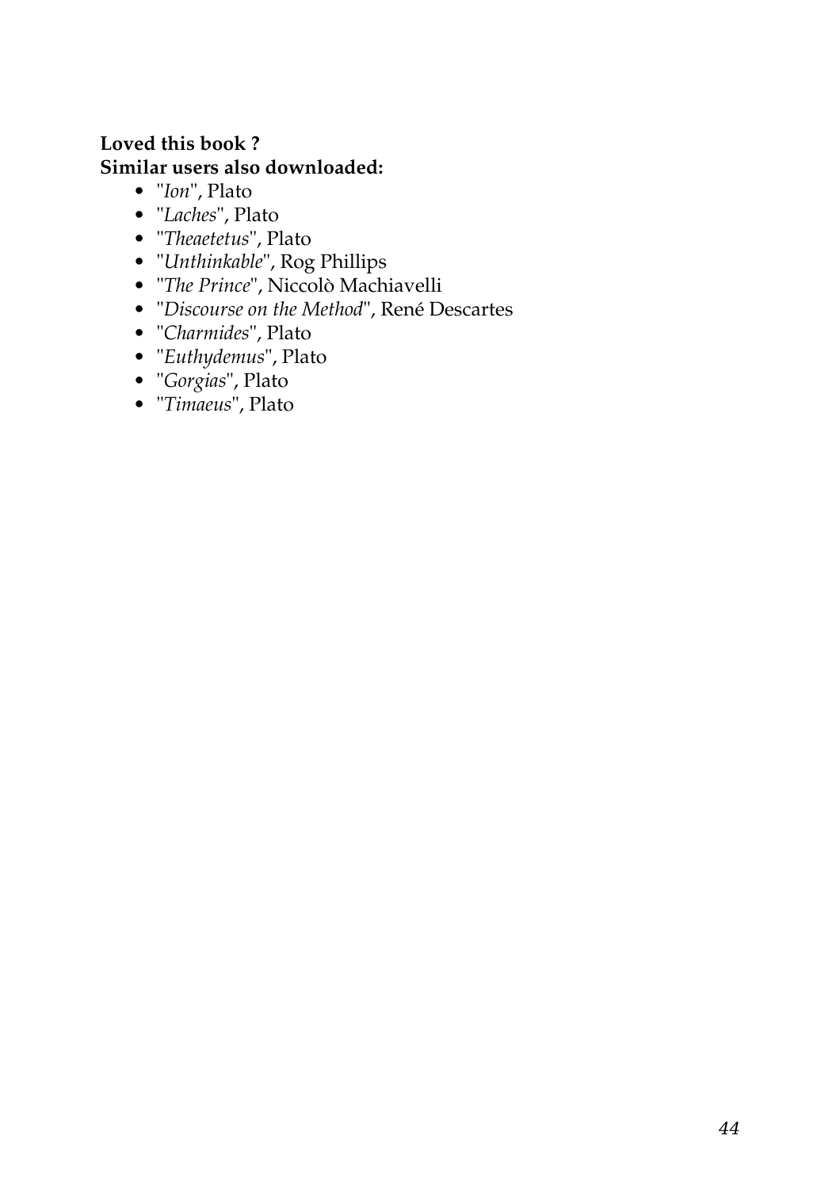**Loved this book ?**
**Similar users also downloaded:**

- "*Ion*", Plato
- "*Laches*", Plato
- "*Theaetetus*", Plato
- "*Unthinkable*", Rog Phillips
- "*The Prince*", Niccolò Machiavelli
- "*Discourse on the Method*", René Descartes
- "*Charmides*", Plato
- "*Euthydemus*", Plato
- "*Gorgias*", Plato
- "*Timaeus*", Plato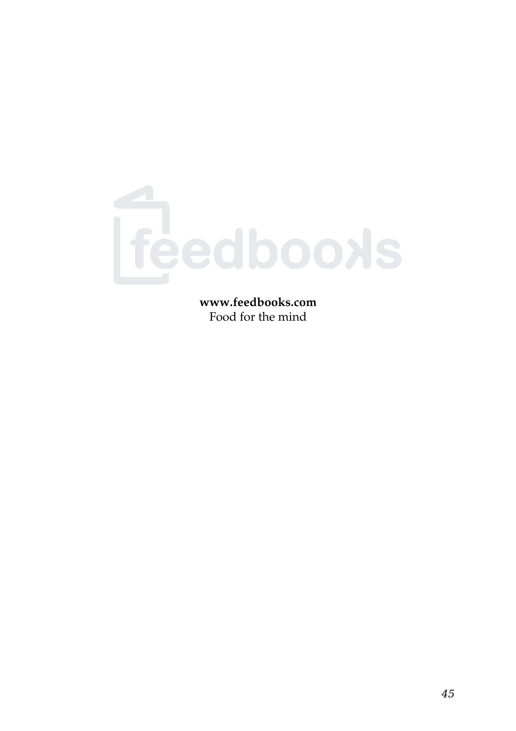**www.feedbooks.com**
Food for the mind